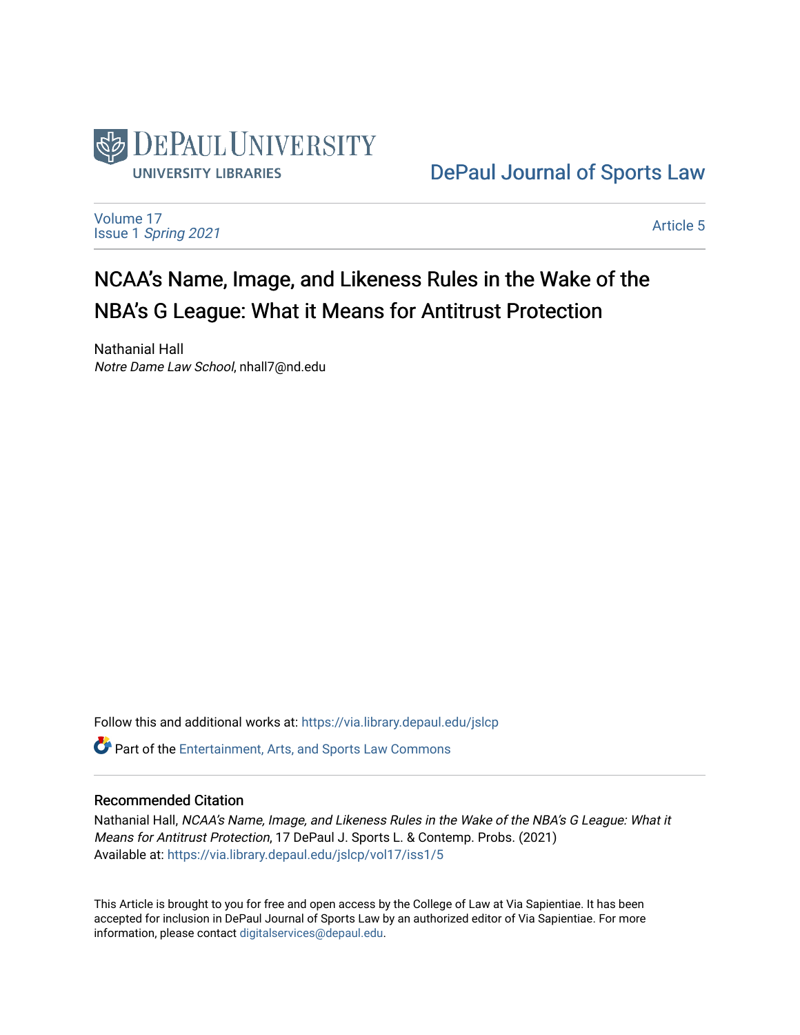DePaul University
University Libraries

DePaul Journal of Sports Law

Volume 17
Issue 1 *Spring 2021*

Article 5

# NCAA's Name, Image, and Likeness Rules in the Wake of the NBA's G League: What it Means for Antitrust Protection

Nathanial Hall
*Notre Dame Law School*, nhall7@nd.edu

Follow this and additional works at: https://via.library.depaul.edu/jslcp

Part of the Entertainment, Arts, and Sports Law Commons

## Recommended Citation

Nathanial Hall, *NCAA's Name, Image, and Likeness Rules in the Wake of the NBA's G League: What it Means for Antitrust Protection*, 17 DePaul J. Sports L. & Contemp. Probs. (2021)
Available at: https://via.library.depaul.edu/jslcp/vol17/iss1/5

This Article is brought to you for free and open access by the College of Law at Via Sapientiae. It has been accepted for inclusion in DePaul Journal of Sports Law by an authorized editor of Via Sapientiae. For more information, please contact digitalservices@depaul.edu.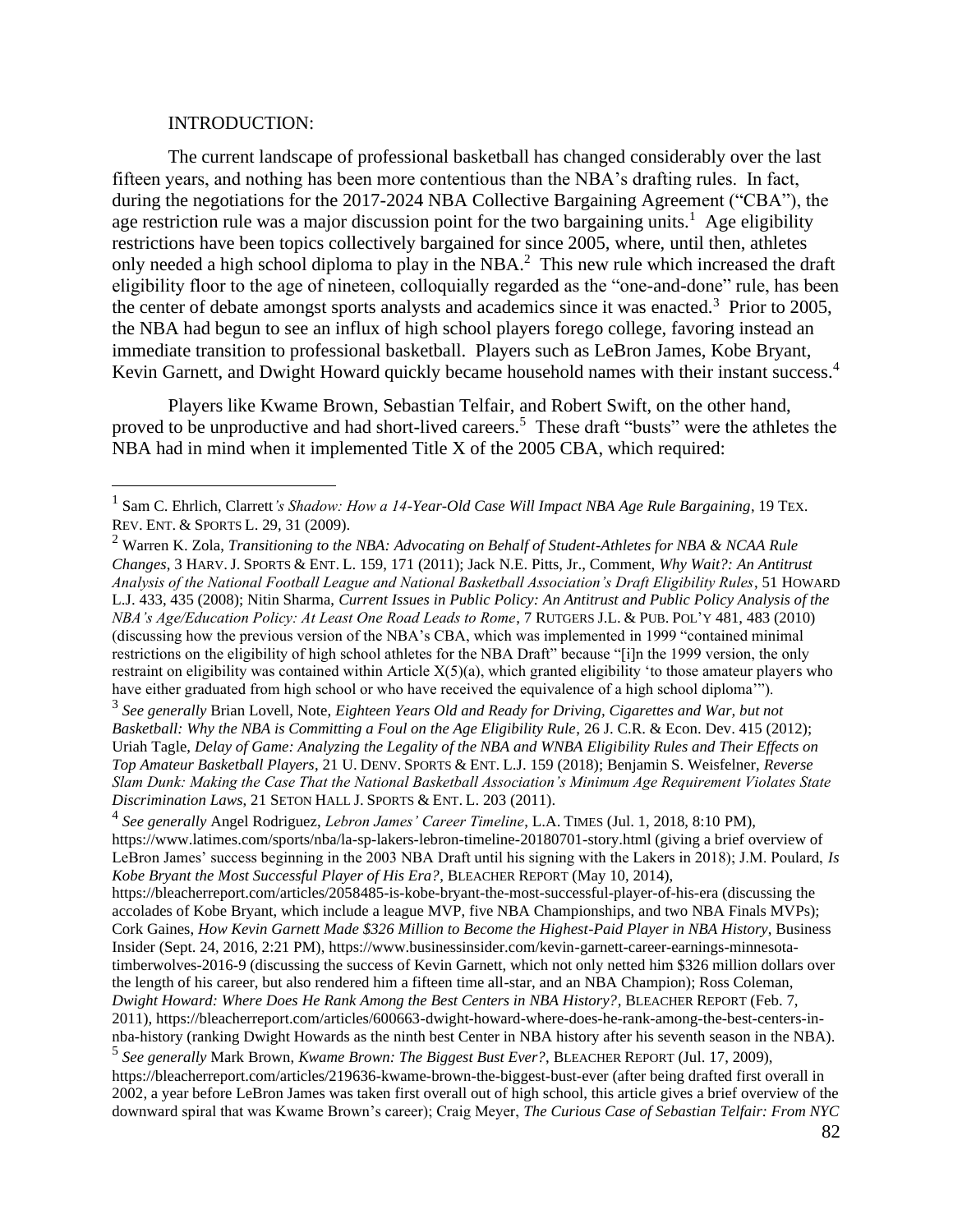INTRODUCTION:

The current landscape of professional basketball has changed considerably over the last fifteen years, and nothing has been more contentious than the NBA's drafting rules. In fact, during the negotiations for the 2017-2024 NBA Collective Bargaining Agreement ("CBA"), the age restriction rule was a major discussion point for the two bargaining units.[1] Age eligibility restrictions have been topics collectively bargained for since 2005, where, until then, athletes only needed a high school diploma to play in the NBA.[2] This new rule which increased the draft eligibility floor to the age of nineteen, colloquially regarded as the "one-and-done" rule, has been the center of debate amongst sports analysts and academics since it was enacted.[3] Prior to 2005, the NBA had begun to see an influx of high school players forego college, favoring instead an immediate transition to professional basketball. Players such as LeBron James, Kobe Bryant, Kevin Garnett, and Dwight Howard quickly became household names with their instant success.[4]

Players like Kwame Brown, Sebastian Telfair, and Robert Swift, on the other hand, proved to be unproductive and had short-lived careers.[5] These draft "busts" were the athletes the NBA had in mind when it implemented Title X of the 2005 CBA, which required:

---

[1] Sam C. Ehrlich, Clarrett*'s Shadow: How a 14-Year-Old Case Will Impact NBA Age Rule Bargaining*, 19 TEX. REV. ENT. & SPORTS L. 29, 31 (2009).

[2] Warren K. Zola, *Transitioning to the NBA: Advocating on Behalf of Student-Athletes for NBA & NCAA Rule Changes*, 3 HARV. J. SPORTS & ENT. L. 159, 171 (2011); Jack N.E. Pitts, Jr., Comment, *Why Wait?: An Antitrust Analysis of the National Football League and National Basketball Association's Draft Eligibility Rules*, 51 HOWARD L.J. 433, 435 (2008); Nitin Sharma, *Current Issues in Public Policy: An Antitrust and Public Policy Analysis of the NBA's Age/Education Policy: At Least One Road Leads to Rome*, 7 RUTGERS J.L. & PUB. POL'Y 481, 483 (2010) (discussing how the previous version of the NBA's CBA, which was implemented in 1999 "contained minimal restrictions on the eligibility of high school athletes for the NBA Draft" because "[i]n the 1999 version, the only restraint on eligibility was contained within Article X(5)(a), which granted eligibility 'to those amateur players who have either graduated from high school or who have received the equivalence of a high school diploma'").

[3] *See generally* Brian Lovell, Note, *Eighteen Years Old and Ready for Driving, Cigarettes and War, but not Basketball: Why the NBA is Committing a Foul on the Age Eligibility Rule*, 26 J. C.R. & Econ. Dev. 415 (2012); Uriah Tagle, *Delay of Game: Analyzing the Legality of the NBA and WNBA Eligibility Rules and Their Effects on Top Amateur Basketball Players*, 21 U. DENV. SPORTS & ENT. L.J. 159 (2018); Benjamin S. Weisfelner, *Reverse Slam Dunk: Making the Case That the National Basketball Association's Minimum Age Requirement Violates State Discrimination Laws*, 21 SETON HALL J. SPORTS & ENT. L. 203 (2011).

[4] *See generally* Angel Rodriguez, *Lebron James' Career Timeline*, L.A. TIMES (Jul. 1, 2018, 8:10 PM), https://www.latimes.com/sports/nba/la-sp-lakers-lebron-timeline-20180701-story.html (giving a brief overview of LeBron James' success beginning in the 2003 NBA Draft until his signing with the Lakers in 2018); J.M. Poulard, *Is Kobe Bryant the Most Successful Player of His Era?*, BLEACHER REPORT (May 10, 2014), https://bleacherreport.com/articles/2058485-is-kobe-bryant-the-most-successful-player-of-his-era (discussing the accolades of Kobe Bryant, which include a league MVP, five NBA Championships, and two NBA Finals MVPs); Cork Gaines, *How Kevin Garnett Made $326 Million to Become the Highest-Paid Player in NBA History*, Business Insider (Sept. 24, 2016, 2:21 PM), https://www.businessinsider.com/kevin-garnett-career-earnings-minnesota-timberwolves-2016-9 (discussing the success of Kevin Garnett, which not only netted him $326 million dollars over the length of his career, but also rendered him a fifteen time all-star, and an NBA Champion); Ross Coleman, *Dwight Howard: Where Does He Rank Among the Best Centers in NBA History?*, BLEACHER REPORT (Feb. 7, 2011), https://bleacherreport.com/articles/600663-dwight-howard-where-does-he-rank-among-the-best-centers-in-nba-history (ranking Dwight Howards as the ninth best Center in NBA history after his seventh season in the NBA).

[5] *See generally* Mark Brown, *Kwame Brown: The Biggest Bust Ever?*, BLEACHER REPORT (Jul. 17, 2009), https://bleacherreport.com/articles/219636-kwame-brown-the-biggest-bust-ever (after being drafted first overall in 2002, a year before LeBron James was taken first overall out of high school, this article gives a brief overview of the downward spiral that was Kwame Brown's career); Craig Meyer, *The Curious Case of Sebastian Telfair: From NYC*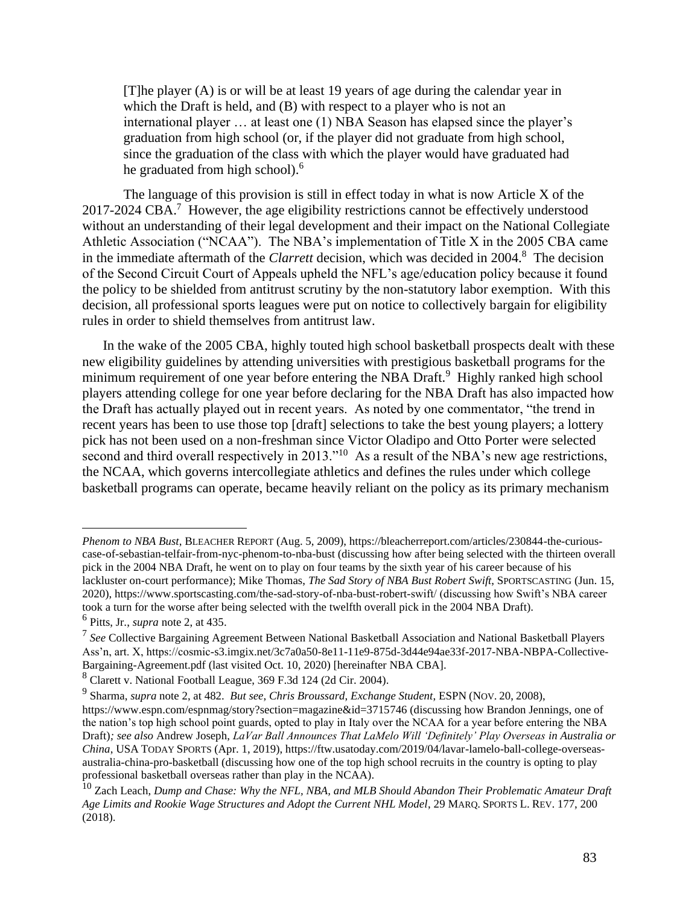> [T]he player (A) is or will be at least 19 years of age during the calendar year in which the Draft is held, and (B) with respect to a player who is not an international player … at least one (1) NBA Season has elapsed since the player's graduation from high school (or, if the player did not graduate from high school, since the graduation of the class with which the player would have graduated had he graduated from high school).[6]

The language of this provision is still in effect today in what is now Article X of the 2017-2024 CBA.[7] However, the age eligibility restrictions cannot be effectively understood without an understanding of their legal development and their impact on the National Collegiate Athletic Association ("NCAA"). The NBA's implementation of Title X in the 2005 CBA came in the immediate aftermath of the *Clarrett* decision, which was decided in 2004.[8] The decision of the Second Circuit Court of Appeals upheld the NFL's age/education policy because it found the policy to be shielded from antitrust scrutiny by the non-statutory labor exemption. With this decision, all professional sports leagues were put on notice to collectively bargain for eligibility rules in order to shield themselves from antitrust law.

In the wake of the 2005 CBA, highly touted high school basketball prospects dealt with these new eligibility guidelines by attending universities with prestigious basketball programs for the minimum requirement of one year before entering the NBA Draft.[9] Highly ranked high school players attending college for one year before declaring for the NBA Draft has also impacted how the Draft has actually played out in recent years. As noted by one commentator, "the trend in recent years has been to use those top [draft] selections to take the best young players; a lottery pick has not been used on a non-freshman since Victor Oladipo and Otto Porter were selected second and third overall respectively in 2013."[10] As a result of the NBA's new age restrictions, the NCAA, which governs intercollegiate athletics and defines the rules under which college basketball programs can operate, became heavily reliant on the policy as its primary mechanism

---

*Phenom to NBA Bust*, BLEACHER REPORT (Aug. 5, 2009), https://bleacherreport.com/articles/230844-the-curious-case-of-sebastian-telfair-from-nyc-phenom-to-nba-bust (discussing how after being selected with the thirteen overall pick in the 2004 NBA Draft, he went on to play on four teams by the sixth year of his career because of his lackluster on-court performance); Mike Thomas, *The Sad Story of NBA Bust Robert Swift*, SPORTSCASTING (Jun. 15, 2020), https://www.sportscasting.com/the-sad-story-of-nba-bust-robert-swift/ (discussing how Swift's NBA career took a turn for the worse after being selected with the twelfth overall pick in the 2004 NBA Draft).

[6] Pitts, Jr., *supra* note 2, at 435.

[7] *See* Collective Bargaining Agreement Between National Basketball Association and National Basketball Players Ass'n, art. X, https://cosmic-s3.imgix.net/3c7a0a50-8e11-11e9-875d-3d44e94ae33f-2017-NBA-NBPA-Collective-Bargaining-Agreement.pdf (last visited Oct. 10, 2020) [hereinafter NBA CBA].

[8] Clarett v. National Football League, 369 F.3d 124 (2d Cir. 2004).

[9] Sharma, *supra* note 2, at 482. *But see, Chris Broussard, Exchange Student*, ESPN (NOV. 20, 2008), https://www.espn.com/espnmag/story?section=magazine&id=3715746 (discussing how Brandon Jennings, one of the nation's top high school point guards, opted to play in Italy over the NCAA for a year before entering the NBA Draft)*; see also* Andrew Joseph, *LaVar Ball Announces That LaMelo Will 'Definitely' Play Overseas in Australia or China*, USA TODAY SPORTS (Apr. 1, 2019), https://ftw.usatoday.com/2019/04/lavar-lamelo-ball-college-overseas-australia-china-pro-basketball (discussing how one of the top high school recruits in the country is opting to play professional basketball overseas rather than play in the NCAA).

[10] Zach Leach, *Dump and Chase: Why the NFL, NBA, and MLB Should Abandon Their Problematic Amateur Draft Age Limits and Rookie Wage Structures and Adopt the Current NHL Model*, 29 MARQ. SPORTS L. REV. 177, 200 (2018).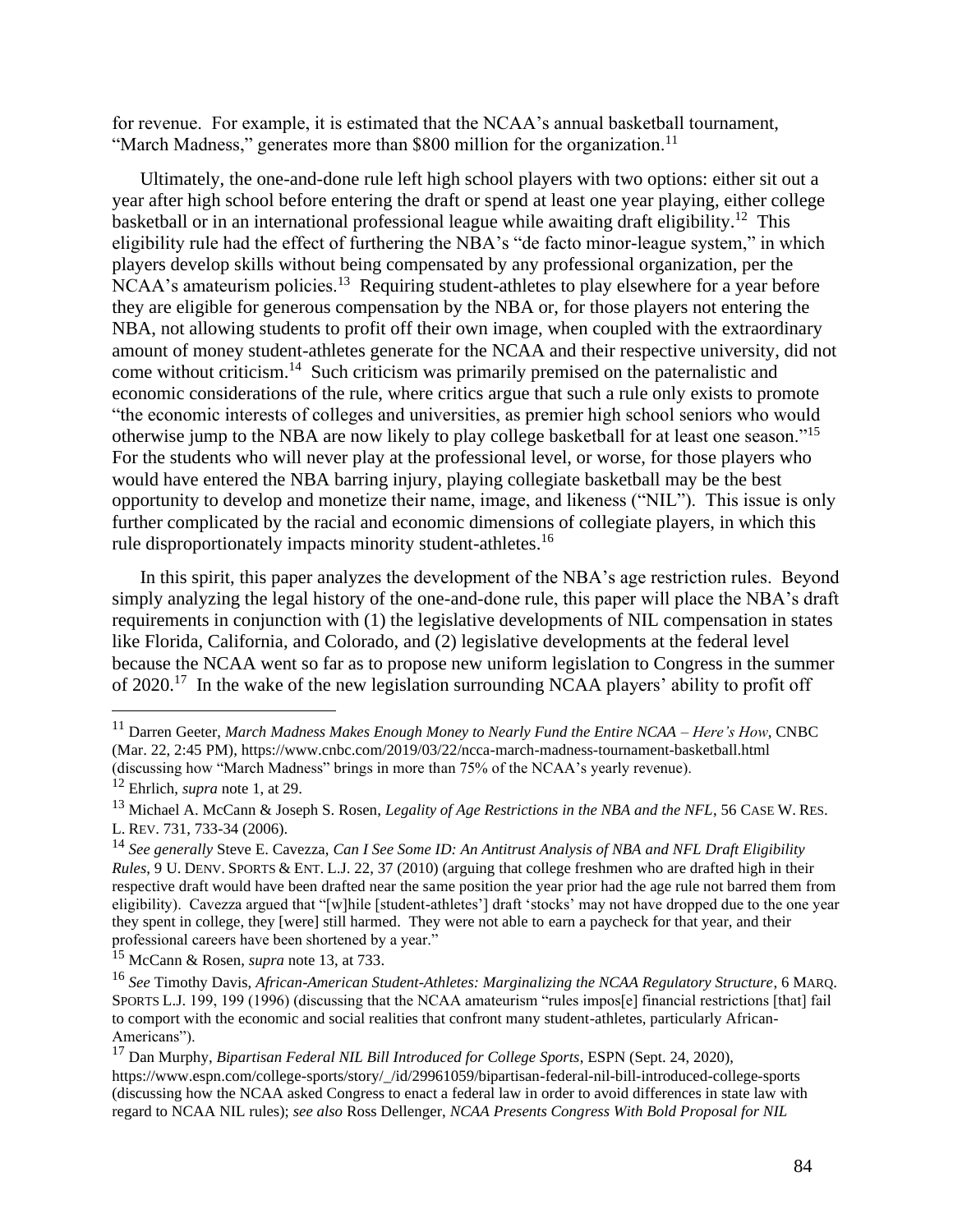for revenue. For example, it is estimated that the NCAA's annual basketball tournament, "March Madness," generates more than $800 million for the organization.[11]

Ultimately, the one-and-done rule left high school players with two options: either sit out a year after high school before entering the draft or spend at least one year playing, either college basketball or in an international professional league while awaiting draft eligibility.[12] This eligibility rule had the effect of furthering the NBA's "de facto minor-league system," in which players develop skills without being compensated by any professional organization, per the NCAA's amateurism policies.[13] Requiring student-athletes to play elsewhere for a year before they are eligible for generous compensation by the NBA or, for those players not entering the NBA, not allowing students to profit off their own image, when coupled with the extraordinary amount of money student-athletes generate for the NCAA and their respective university, did not come without criticism.[14] Such criticism was primarily premised on the paternalistic and economic considerations of the rule, where critics argue that such a rule only exists to promote "the economic interests of colleges and universities, as premier high school seniors who would otherwise jump to the NBA are now likely to play college basketball for at least one season."[15] For the students who will never play at the professional level, or worse, for those players who would have entered the NBA barring injury, playing collegiate basketball may be the best opportunity to develop and monetize their name, image, and likeness ("NIL"). This issue is only further complicated by the racial and economic dimensions of collegiate players, in which this rule disproportionately impacts minority student-athletes.[16]

In this spirit, this paper analyzes the development of the NBA's age restriction rules. Beyond simply analyzing the legal history of the one-and-done rule, this paper will place the NBA's draft requirements in conjunction with (1) the legislative developments of NIL compensation in states like Florida, California, and Colorado, and (2) legislative developments at the federal level because the NCAA went so far as to propose new uniform legislation to Congress in the summer of 2020.[17] In the wake of the new legislation surrounding NCAA players' ability to profit off

---

[11] Darren Geeter, *March Madness Makes Enough Money to Nearly Fund the Entire NCAA – Here's How*, CNBC (Mar. 22, 2:45 PM), https://www.cnbc.com/2019/03/22/ncca-march-madness-tournament-basketball.html (discussing how "March Madness" brings in more than 75% of the NCAA's yearly revenue).

[12] Ehrlich, *supra* note 1, at 29.

[13] Michael A. McCann & Joseph S. Rosen, *Legality of Age Restrictions in the NBA and the NFL*, 56 CASE W. RES. L. REV. 731, 733-34 (2006).

[14] *See generally* Steve E. Cavezza, *Can I See Some ID: An Antitrust Analysis of NBA and NFL Draft Eligibility Rules*, 9 U. DENV. SPORTS & ENT. L.J. 22, 37 (2010) (arguing that college freshmen who are drafted high in their respective draft would have been drafted near the same position the year prior had the age rule not barred them from eligibility). Cavezza argued that "[w]hile [student-athletes'] draft 'stocks' may not have dropped due to the one year they spent in college, they [were] still harmed. They were not able to earn a paycheck for that year, and their professional careers have been shortened by a year."

[15] McCann & Rosen, *supra* note 13, at 733.

[16] *See* Timothy Davis, *African-American Student-Athletes: Marginalizing the NCAA Regulatory Structure*, 6 MARQ. SPORTS L.J. 199, 199 (1996) (discussing that the NCAA amateurism "rules impos[e] financial restrictions [that] fail to comport with the economic and social realities that confront many student-athletes, particularly African-Americans").

[17] Dan Murphy, *Bipartisan Federal NIL Bill Introduced for College Sports*, ESPN (Sept. 24, 2020), https://www.espn.com/college-sports/story/_/id/29961059/bipartisan-federal-nil-bill-introduced-college-sports (discussing how the NCAA asked Congress to enact a federal law in order to avoid differences in state law with regard to NCAA NIL rules); *see also* Ross Dellenger, *NCAA Presents Congress With Bold Proposal for NIL*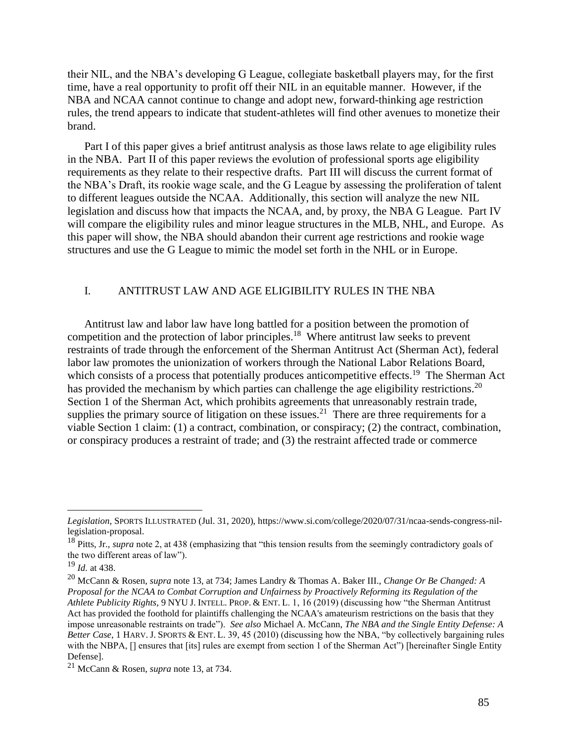their NIL, and the NBA's developing G League, collegiate basketball players may, for the first time, have a real opportunity to profit off their NIL in an equitable manner. However, if the NBA and NCAA cannot continue to change and adopt new, forward-thinking age restriction rules, the trend appears to indicate that student-athletes will find other avenues to monetize their brand.

Part I of this paper gives a brief antitrust analysis as those laws relate to age eligibility rules in the NBA. Part II of this paper reviews the evolution of professional sports age eligibility requirements as they relate to their respective drafts. Part III will discuss the current format of the NBA's Draft, its rookie wage scale, and the G League by assessing the proliferation of talent to different leagues outside the NCAA. Additionally, this section will analyze the new NIL legislation and discuss how that impacts the NCAA, and, by proxy, the NBA G League. Part IV will compare the eligibility rules and minor league structures in the MLB, NHL, and Europe. As this paper will show, the NBA should abandon their current age restrictions and rookie wage structures and use the G League to mimic the model set forth in the NHL or in Europe.

## I. ANTITRUST LAW AND AGE ELIGIBILITY RULES IN THE NBA

Antitrust law and labor law have long battled for a position between the promotion of competition and the protection of labor principles.[18] Where antitrust law seeks to prevent restraints of trade through the enforcement of the Sherman Antitrust Act (Sherman Act), federal labor law promotes the unionization of workers through the National Labor Relations Board, which consists of a process that potentially produces anticompetitive effects.[19] The Sherman Act has provided the mechanism by which parties can challenge the age eligibility restrictions.[20] Section 1 of the Sherman Act, which prohibits agreements that unreasonably restrain trade, supplies the primary source of litigation on these issues.[21] There are three requirements for a viable Section 1 claim: (1) a contract, combination, or conspiracy; (2) the contract, combination, or conspiracy produces a restraint of trade; and (3) the restraint affected trade or commerce

---

*Legislation*, SPORTS ILLUSTRATED (Jul. 31, 2020), https://www.si.com/college/2020/07/31/ncaa-sends-congress-nil-legislation-proposal.

[18] Pitts, Jr., *supra* note 2, at 438 (emphasizing that "this tension results from the seemingly contradictory goals of the two different areas of law").

[19] *Id.* at 438.

[20] McCann & Rosen, *supra* note 13, at 734; James Landry & Thomas A. Baker III., *Change Or Be Changed: A Proposal for the NCAA to Combat Corruption and Unfairness by Proactively Reforming its Regulation of the Athlete Publicity Rights*, 9 NYU J. INTELL. PROP. & ENT. L. 1, 16 (2019) (discussing how "the Sherman Antitrust Act has provided the foothold for plaintiffs challenging the NCAA's amateurism restrictions on the basis that they impose unreasonable restraints on trade"). *See also* Michael A. McCann, *The NBA and the Single Entity Defense: A Better Case*, 1 HARV. J. SPORTS & ENT. L. 39, 45 (2010) (discussing how the NBA, "by collectively bargaining rules with the NBPA, [] ensures that [its] rules are exempt from section 1 of the Sherman Act") [hereinafter Single Entity Defense].

[21] McCann & Rosen, *supra* note 13, at 734.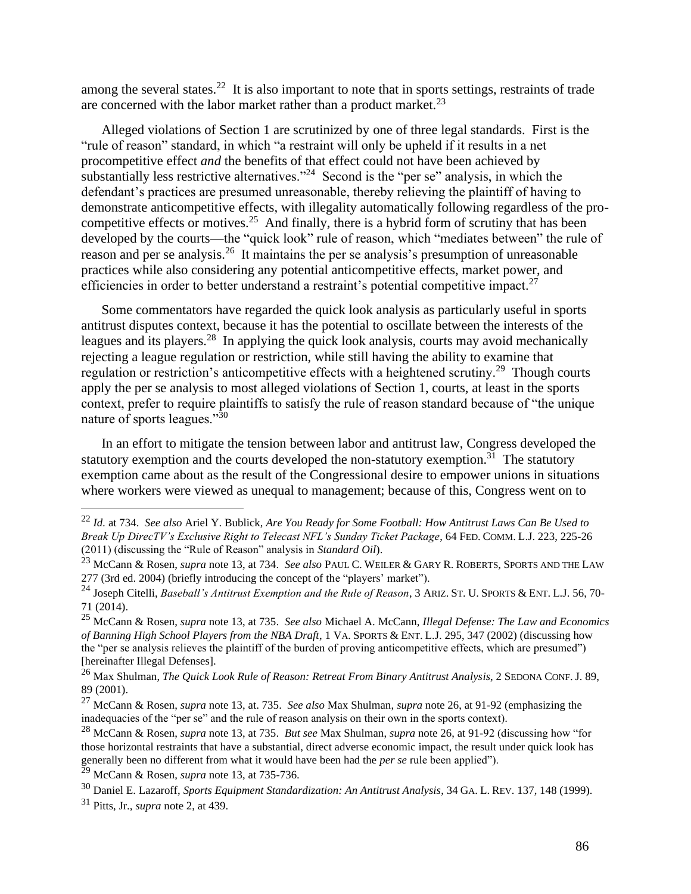among the several states.[22] It is also important to note that in sports settings, restraints of trade are concerned with the labor market rather than a product market.[23]

Alleged violations of Section 1 are scrutinized by one of three legal standards. First is the "rule of reason" standard, in which "a restraint will only be upheld if it results in a net procompetitive effect *and* the benefits of that effect could not have been achieved by substantially less restrictive alternatives."[24] Second is the "per se" analysis, in which the defendant's practices are presumed unreasonable, thereby relieving the plaintiff of having to demonstrate anticompetitive effects, with illegality automatically following regardless of the pro-competitive effects or motives.[25] And finally, there is a hybrid form of scrutiny that has been developed by the courts—the "quick look" rule of reason, which "mediates between" the rule of reason and per se analysis.[26] It maintains the per se analysis's presumption of unreasonable practices while also considering any potential anticompetitive effects, market power, and efficiencies in order to better understand a restraint's potential competitive impact.[27]

Some commentators have regarded the quick look analysis as particularly useful in sports antitrust disputes context, because it has the potential to oscillate between the interests of the leagues and its players.[28] In applying the quick look analysis, courts may avoid mechanically rejecting a league regulation or restriction, while still having the ability to examine that regulation or restriction's anticompetitive effects with a heightened scrutiny.[29] Though courts apply the per se analysis to most alleged violations of Section 1, courts, at least in the sports context, prefer to require plaintiffs to satisfy the rule of reason standard because of "the unique nature of sports leagues."[30]

In an effort to mitigate the tension between labor and antitrust law, Congress developed the statutory exemption and the courts developed the non-statutory exemption.[31] The statutory exemption came about as the result of the Congressional desire to empower unions in situations where workers were viewed as unequal to management; because of this, Congress went on to

---

[22] *Id.* at 734. *See also* Ariel Y. Bublick, *Are You Ready for Some Football: How Antitrust Laws Can Be Used to Break Up DirecTV's Exclusive Right to Telecast NFL's Sunday Ticket Package*, 64 FED. COMM. L.J. 223, 225-26 (2011) (discussing the "Rule of Reason" analysis in *Standard Oil*).

[23] McCann & Rosen, *supra* note 13, at 734. *See also* PAUL C. WEILER & GARY R. ROBERTS, SPORTS AND THE LAW 277 (3rd ed. 2004) (briefly introducing the concept of the "players' market").

[24] Joseph Citelli, *Baseball's Antitrust Exemption and the Rule of Reason*, 3 ARIZ. ST. U. SPORTS & ENT. L.J. 56, 70-71 (2014).

[25] McCann & Rosen, *supra* note 13, at 735. *See also* Michael A. McCann, *Illegal Defense: The Law and Economics of Banning High School Players from the NBA Draft*, 1 VA. SPORTS & ENT. L.J. 295, 347 (2002) (discussing how the "per se analysis relieves the plaintiff of the burden of proving anticompetitive effects, which are presumed") [hereinafter Illegal Defenses].

[26] Max Shulman, *The Quick Look Rule of Reason: Retreat From Binary Antitrust Analysis*, 2 SEDONA CONF. J. 89, 89 (2001).

[27] McCann & Rosen, *supra* note 13, at. 735. *See also* Max Shulman, *supra* note 26, at 91-92 (emphasizing the inadequacies of the "per se" and the rule of reason analysis on their own in the sports context).

[28] McCann & Rosen, *supra* note 13, at 735. *But see* Max Shulman, *supra* note 26, at 91-92 (discussing how "for those horizontal restraints that have a substantial, direct adverse economic impact, the result under quick look has generally been no different from what it would have been had the *per se* rule been applied").

[29] McCann & Rosen, *supra* note 13, at 735-736.

[30] Daniel E. Lazaroff, *Sports Equipment Standardization: An Antitrust Analysis*, 34 GA. L. REV. 137, 148 (1999).

[31] Pitts, Jr., *supra* note 2, at 439.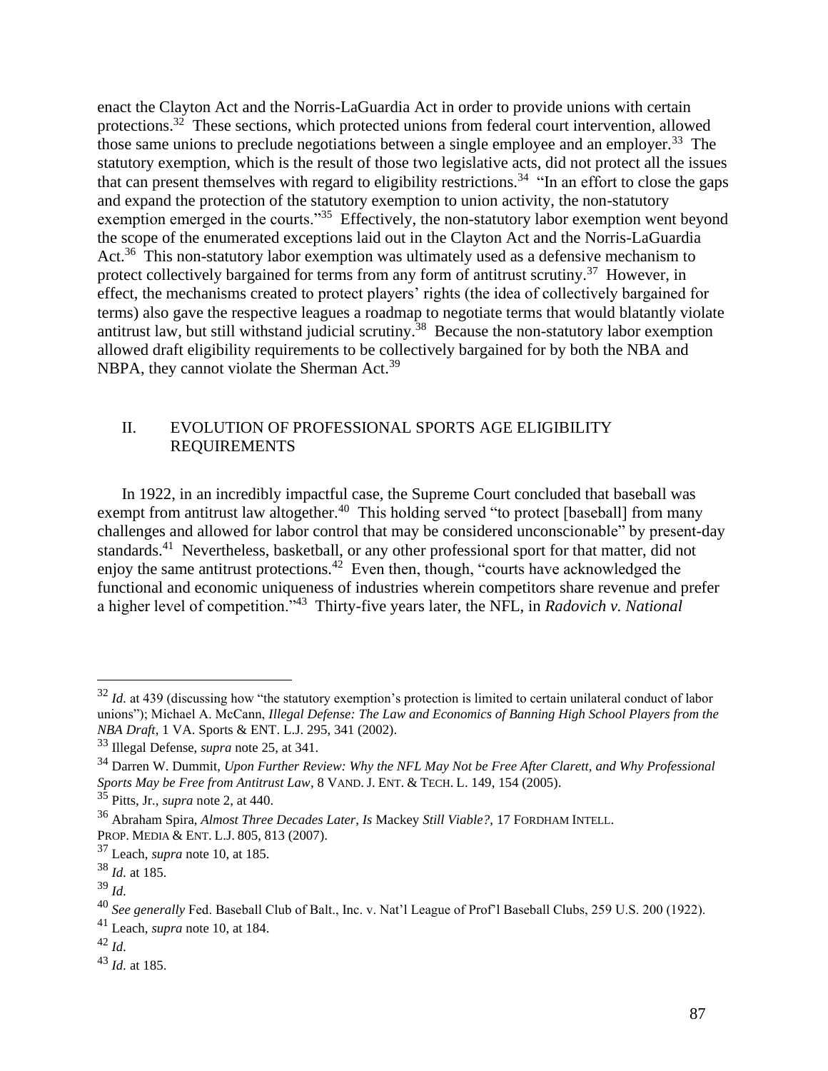enact the Clayton Act and the Norris-LaGuardia Act in order to provide unions with certain protections.[32] These sections, which protected unions from federal court intervention, allowed those same unions to preclude negotiations between a single employee and an employer.[33] The statutory exemption, which is the result of those two legislative acts, did not protect all the issues that can present themselves with regard to eligibility restrictions.[34] "In an effort to close the gaps and expand the protection of the statutory exemption to union activity, the non-statutory exemption emerged in the courts."[35] Effectively, the non-statutory labor exemption went beyond the scope of the enumerated exceptions laid out in the Clayton Act and the Norris-LaGuardia Act.[36] This non-statutory labor exemption was ultimately used as a defensive mechanism to protect collectively bargained for terms from any form of antitrust scrutiny.[37] However, in effect, the mechanisms created to protect players' rights (the idea of collectively bargained for terms) also gave the respective leagues a roadmap to negotiate terms that would blatantly violate antitrust law, but still withstand judicial scrutiny.[38] Because the non-statutory labor exemption allowed draft eligibility requirements to be collectively bargained for by both the NBA and NBPA, they cannot violate the Sherman Act.[39]

## II. EVOLUTION OF PROFESSIONAL SPORTS AGE ELIGIBILITY REQUIREMENTS

In 1922, in an incredibly impactful case, the Supreme Court concluded that baseball was exempt from antitrust law altogether.[40] This holding served "to protect [baseball] from many challenges and allowed for labor control that may be considered unconscionable" by present-day standards.[41] Nevertheless, basketball, or any other professional sport for that matter, did not enjoy the same antitrust protections.[42] Even then, though, "courts have acknowledged the functional and economic uniqueness of industries wherein competitors share revenue and prefer a higher level of competition."[43] Thirty-five years later, the NFL, in ***Radovich v. National***

---

[32] *Id.* at 439 (discussing how "the statutory exemption's protection is limited to certain unilateral conduct of labor unions"); Michael A. McCann, *Illegal Defense: The Law and Economics of Banning High School Players from the NBA Draft*, 1 VA. Sports & ENT. L.J. 295, 341 (2002).

[33] Illegal Defense, *supra* note 25, at 341.

[34] Darren W. Dummit, *Upon Further Review: Why the NFL May Not be Free After Clarett, and Why Professional Sports May be Free from Antitrust Law*, 8 VAND. J. ENT. & TECH. L. 149, 154 (2005).

[35] Pitts, Jr., *supra* note 2, at 440.

[36] Abraham Spira, *Almost Three Decades Later, Is* Mackey *Still Viable?*, 17 FORDHAM INTELL. PROP. MEDIA & ENT. L.J. 805, 813 (2007).

[37] Leach, *supra* note 10, at 185.

[38] *Id.* at 185.

[39] *Id.*

[40] *See generally* Fed. Baseball Club of Balt., Inc. v. Nat'l League of Prof'l Baseball Clubs, 259 U.S. 200 (1922).

[41] Leach, *supra* note 10, at 184.

[42] *Id.*

[43] *Id.* at 185.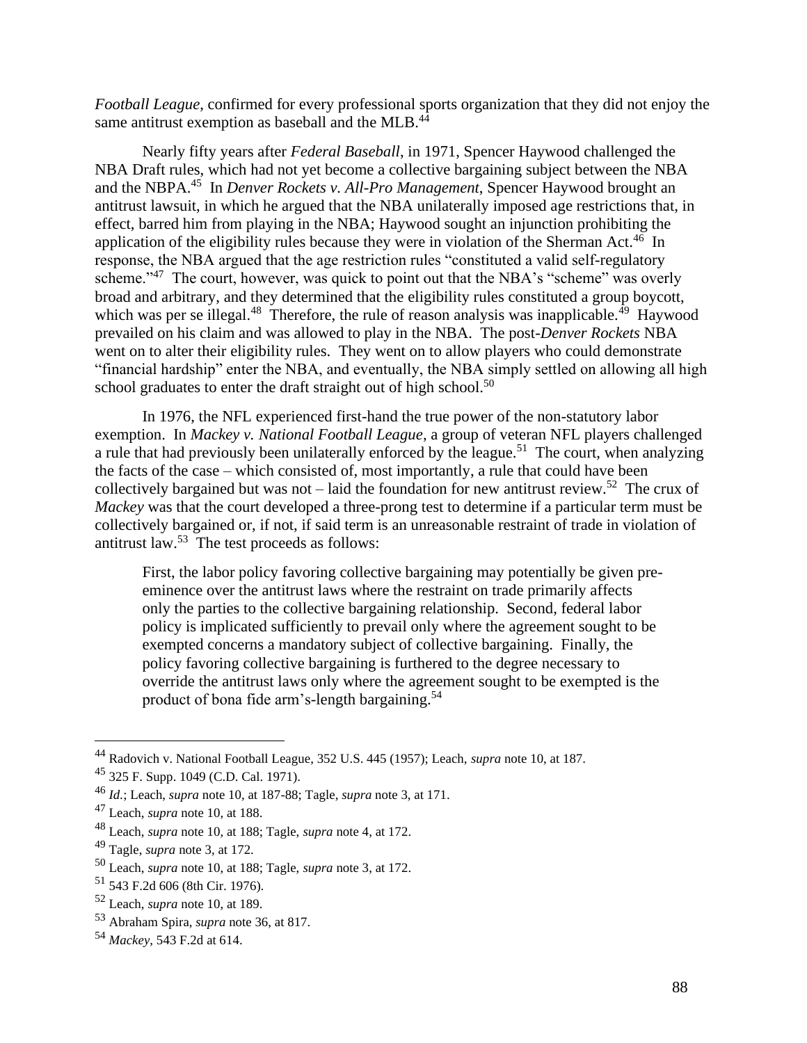*Football League*, confirmed for every professional sports organization that they did not enjoy the same antitrust exemption as baseball and the MLB.[44]

Nearly fifty years after *Federal Baseball*, in 1971, Spencer Haywood challenged the NBA Draft rules, which had not yet become a collective bargaining subject between the NBA and the NBPA.[45] In *Denver Rockets v. All-Pro Management*, Spencer Haywood brought an antitrust lawsuit, in which he argued that the NBA unilaterally imposed age restrictions that, in effect, barred him from playing in the NBA; Haywood sought an injunction prohibiting the application of the eligibility rules because they were in violation of the Sherman Act.[46] In response, the NBA argued that the age restriction rules "constituted a valid self-regulatory scheme."[47] The court, however, was quick to point out that the NBA's "scheme" was overly broad and arbitrary, and they determined that the eligibility rules constituted a group boycott, which was per se illegal.[48] Therefore, the rule of reason analysis was inapplicable.[49] Haywood prevailed on his claim and was allowed to play in the NBA. The post-*Denver Rockets* NBA went on to alter their eligibility rules. They went on to allow players who could demonstrate "financial hardship" enter the NBA, and eventually, the NBA simply settled on allowing all high school graduates to enter the draft straight out of high school.[50]

In 1976, the NFL experienced first-hand the true power of the non-statutory labor exemption. In *Mackey v. National Football League*, a group of veteran NFL players challenged a rule that had previously been unilaterally enforced by the league.[51] The court, when analyzing the facts of the case – which consisted of, most importantly, a rule that could have been collectively bargained but was not – laid the foundation for new antitrust review.[52] The crux of *Mackey* was that the court developed a three-prong test to determine if a particular term must be collectively bargained or, if not, if said term is an unreasonable restraint of trade in violation of antitrust law.[53] The test proceeds as follows:

> First, the labor policy favoring collective bargaining may potentially be given pre-eminence over the antitrust laws where the restraint on trade primarily affects only the parties to the collective bargaining relationship. Second, federal labor policy is implicated sufficiently to prevail only where the agreement sought to be exempted concerns a mandatory subject of collective bargaining. Finally, the policy favoring collective bargaining is furthered to the degree necessary to override the antitrust laws only where the agreement sought to be exempted is the product of bona fide arm's-length bargaining.[54]

---

[44] Radovich v. National Football League, 352 U.S. 445 (1957); Leach, *supra* note 10, at 187.

[45] 325 F. Supp. 1049 (C.D. Cal. 1971).

[46] *Id.*; Leach, *supra* note 10, at 187-88; Tagle, *supra* note 3, at 171.

[47] Leach, *supra* note 10, at 188.

[48] Leach, *supra* note 10, at 188; Tagle, *supra* note 4, at 172.

[49] Tagle, *supra* note 3, at 172.

[50] Leach, *supra* note 10, at 188; Tagle, *supra* note 3, at 172.

[51] 543 F.2d 606 (8th Cir. 1976).

[52] Leach, *supra* note 10, at 189.

[53] Abraham Spira, *supra* note 36, at 817.

[54] *Mackey*, 543 F.2d at 614.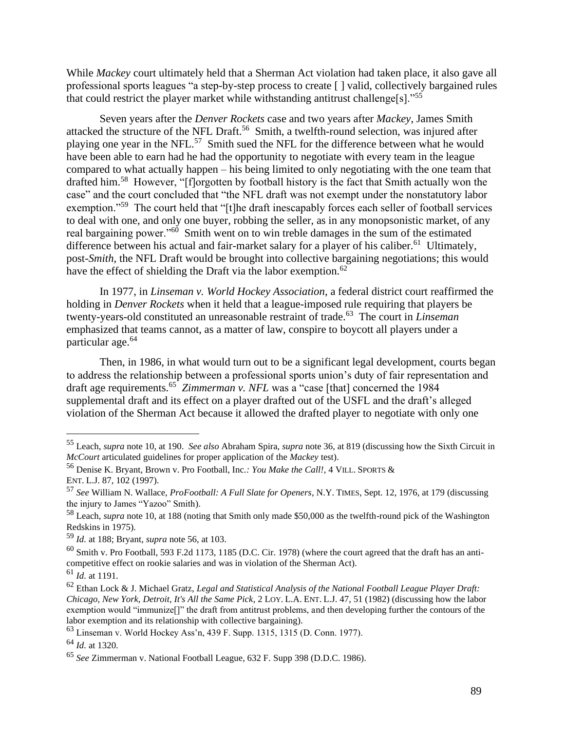While *Mackey* court ultimately held that a Sherman Act violation had taken place, it also gave all professional sports leagues "a step-by-step process to create [ ] valid, collectively bargained rules that could restrict the player market while withstanding antitrust challenge[s]."[55]

Seven years after the *Denver Rockets* case and two years after *Mackey*, James Smith attacked the structure of the NFL Draft.[56] Smith, a twelfth-round selection, was injured after playing one year in the NFL.[57] Smith sued the NFL for the difference between what he would have been able to earn had he had the opportunity to negotiate with every team in the league compared to what actually happen – his being limited to only negotiating with the one team that drafted him.[58] However, "[f]orgotten by football history is the fact that Smith actually won the case" and the court concluded that "the NFL draft was not exempt under the nonstatutory labor exemption."[59] The court held that "[t]he draft inescapably forces each seller of football services to deal with one, and only one buyer, robbing the seller, as in any monopsonistic market, of any real bargaining power."[60] Smith went on to win treble damages in the sum of the estimated difference between his actual and fair-market salary for a player of his caliber.[61] Ultimately, post-*Smith*, the NFL Draft would be brought into collective bargaining negotiations; this would have the effect of shielding the Draft via the labor exemption.[62]

In 1977, in *Linseman v. World Hockey Association*, a federal district court reaffirmed the holding in *Denver Rockets* when it held that a league-imposed rule requiring that players be twenty-years-old constituted an unreasonable restraint of trade.[63] The court in *Linseman* emphasized that teams cannot, as a matter of law, conspire to boycott all players under a particular age.[64]

Then, in 1986, in what would turn out to be a significant legal development, courts began to address the relationship between a professional sports union's duty of fair representation and draft age requirements.[65] *Zimmerman v. NFL* was a "case [that] concerned the 1984 supplemental draft and its effect on a player drafted out of the USFL and the draft's alleged violation of the Sherman Act because it allowed the drafted player to negotiate with only one

---

[55] Leach, *supra* note 10, at 190. *See also* Abraham Spira, *supra* note 36, at 819 (discussing how the Sixth Circuit in *McCourt* articulated guidelines for proper application of the *Mackey* test).

[56] Denise K. Bryant, Brown v. Pro Football, Inc.*: You Make the Call!*, 4 VILL. SPORTS & ENT. L.J. 87, 102 (1997).

[57] *See* William N. Wallace, *ProFootball: A Full Slate for Openers*, N.Y. TIMES, Sept. 12, 1976, at 179 (discussing the injury to James "Yazoo" Smith).

[58] Leach, *supra* note 10, at 188 (noting that Smith only made $50,000 as the twelfth-round pick of the Washington Redskins in 1975).

[59] *Id.* at 188; Bryant, *supra* note 56, at 103.

[60] Smith v. Pro Football, 593 F.2d 1173, 1185 (D.C. Cir. 1978) (where the court agreed that the draft has an anti-competitive effect on rookie salaries and was in violation of the Sherman Act).

[61] *Id.* at 1191.

[62] Ethan Lock & J. Michael Gratz, *Legal and Statistical Analysis of the National Football League Player Draft: Chicago, New York, Detroit, It's All the Same Pick*, 2 LOY. L.A. ENT. L.J. 47, 51 (1982) (discussing how the labor exemption would "immunize[]" the draft from antitrust problems, and then developing further the contours of the labor exemption and its relationship with collective bargaining).

[63] Linseman v. World Hockey Ass'n, 439 F. Supp. 1315, 1315 (D. Conn. 1977).

[64] *Id.* at 1320.

[65] *See* Zimmerman v. National Football League, 632 F. Supp 398 (D.D.C. 1986).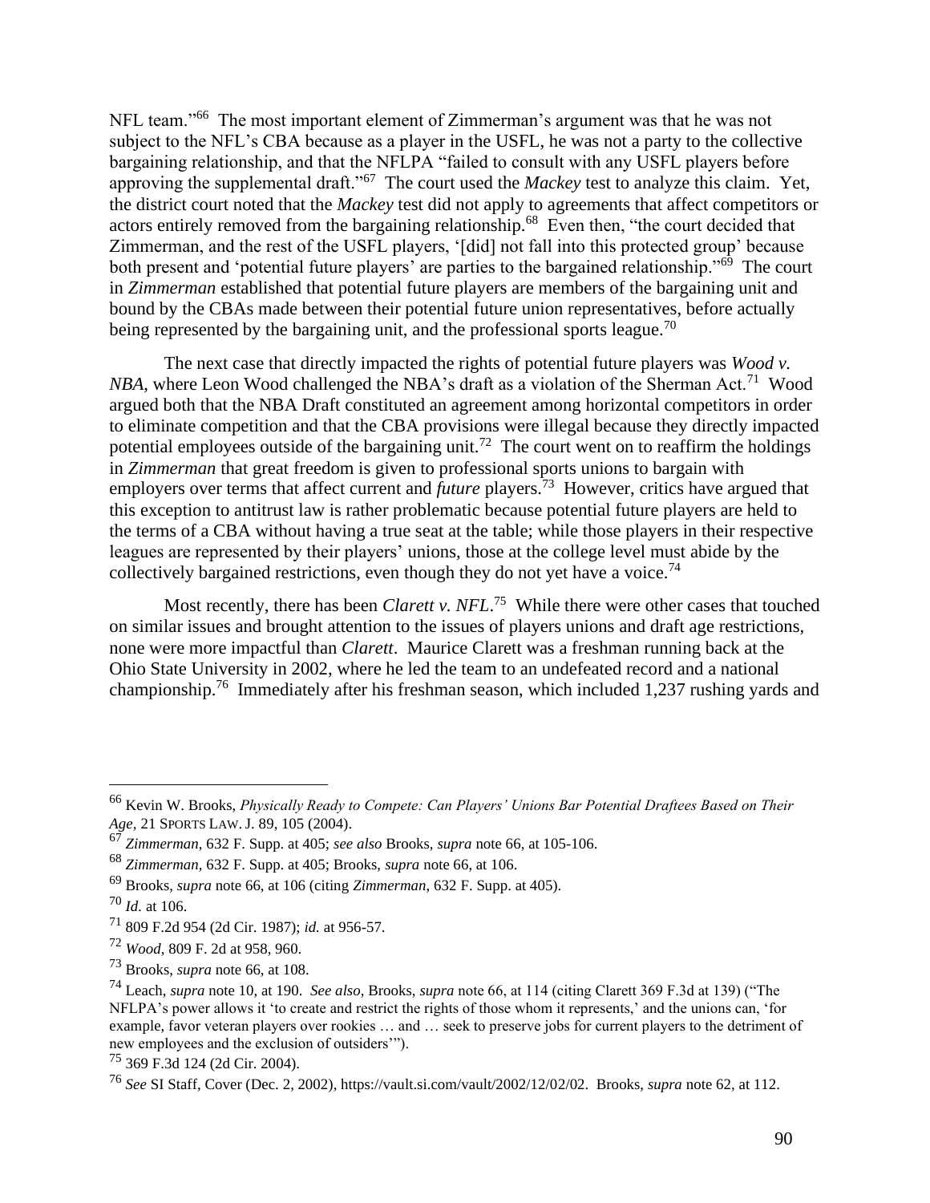NFL team."[66] The most important element of Zimmerman's argument was that he was not subject to the NFL's CBA because as a player in the USFL, he was not a party to the collective bargaining relationship, and that the NFLPA "failed to consult with any USFL players before approving the supplemental draft."[67] The court used the *Mackey* test to analyze this claim. Yet, the district court noted that the *Mackey* test did not apply to agreements that affect competitors or actors entirely removed from the bargaining relationship.[68] Even then, "the court decided that Zimmerman, and the rest of the USFL players, '[did] not fall into this protected group' because both present and 'potential future players' are parties to the bargained relationship."[69] The court in *Zimmerman* established that potential future players are members of the bargaining unit and bound by the CBAs made between their potential future union representatives, before actually being represented by the bargaining unit, and the professional sports league.[70]

The next case that directly impacted the rights of potential future players was *Wood v. NBA*, where Leon Wood challenged the NBA's draft as a violation of the Sherman Act.[71] Wood argued both that the NBA Draft constituted an agreement among horizontal competitors in order to eliminate competition and that the CBA provisions were illegal because they directly impacted potential employees outside of the bargaining unit.[72] The court went on to reaffirm the holdings in *Zimmerman* that great freedom is given to professional sports unions to bargain with employers over terms that affect current and *future* players.[73] However, critics have argued that this exception to antitrust law is rather problematic because potential future players are held to the terms of a CBA without having a true seat at the table; while those players in their respective leagues are represented by their players' unions, those at the college level must abide by the collectively bargained restrictions, even though they do not yet have a voice.[74]

Most recently, there has been *Clarett v. NFL*.[75] While there were other cases that touched on similar issues and brought attention to the issues of players unions and draft age restrictions, none were more impactful than *Clarett*. Maurice Clarett was a freshman running back at the Ohio State University in 2002, where he led the team to an undefeated record and a national championship.[76] Immediately after his freshman season, which included 1,237 rushing yards and

---

[66] Kevin W. Brooks, *Physically Ready to Compete: Can Players' Unions Bar Potential Draftees Based on Their Age*, 21 SPORTS LAW. J. 89, 105 (2004).

[67] *Zimmerman*, 632 F. Supp. at 405; *see also* Brooks, *supra* note 66, at 105-106.

[68] *Zimmerman*, 632 F. Supp. at 405; Brooks, *supra* note 66, at 106.

[69] Brooks, *supra* note 66, at 106 (citing *Zimmerman*, 632 F. Supp. at 405).

[70] *Id.* at 106.

[71] 809 F.2d 954 (2d Cir. 1987); *id.* at 956-57.

[72] *Wood*, 809 F. 2d at 958, 960.

[73] Brooks, *supra* note 66, at 108.

[74] Leach, *supra* note 10, at 190. *See also*, Brooks, *supra* note 66, at 114 (citing Clarett 369 F.3d at 139) ("The NFLPA's power allows it 'to create and restrict the rights of those whom it represents,' and the unions can, 'for example, favor veteran players over rookies … and … seek to preserve jobs for current players to the detriment of new employees and the exclusion of outsiders'").

[75] 369 F.3d 124 (2d Cir. 2004).

[76] *See* SI Staff, Cover (Dec. 2, 2002), https://vault.si.com/vault/2002/12/02/02. Brooks, *supra* note 62, at 112.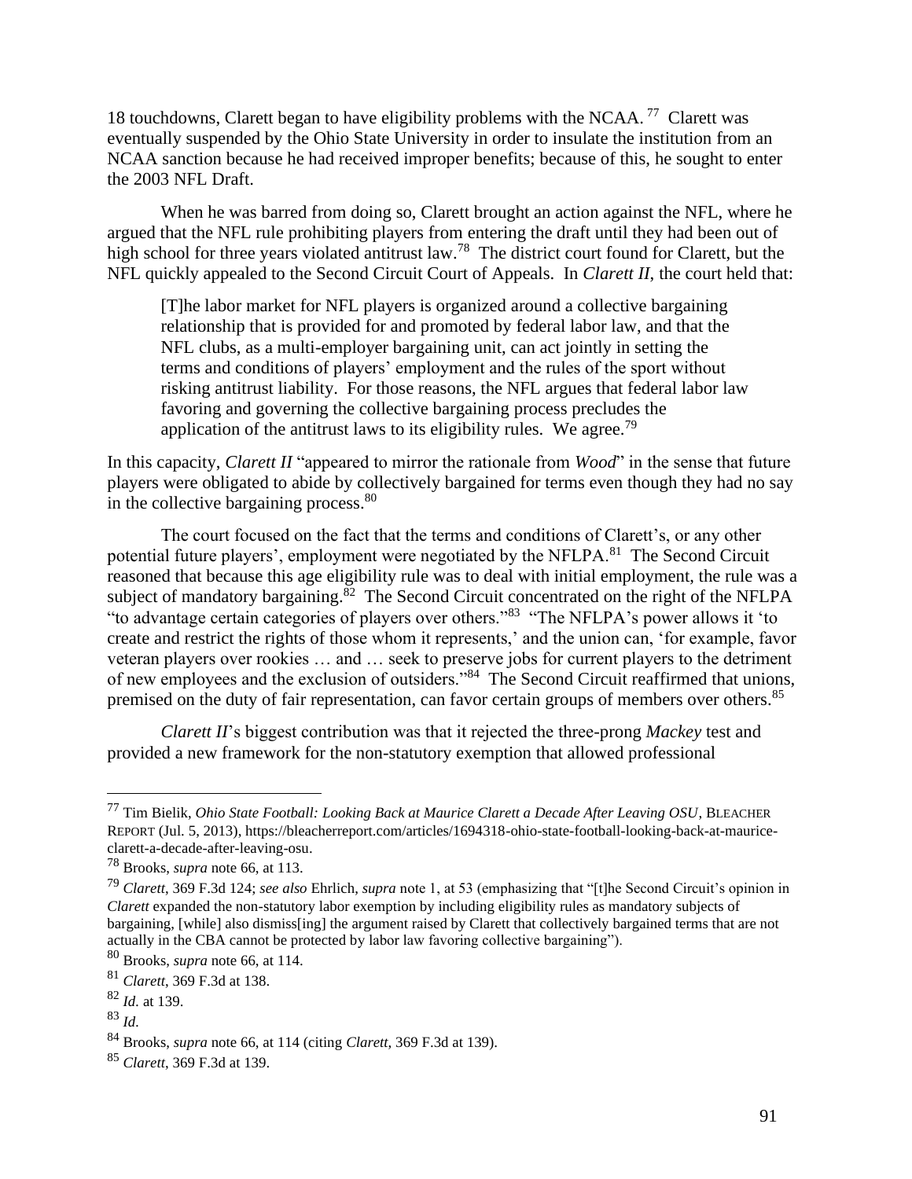18 touchdowns, Clarett began to have eligibility problems with the NCAA.[77] Clarett was eventually suspended by the Ohio State University in order to insulate the institution from an NCAA sanction because he had received improper benefits; because of this, he sought to enter the 2003 NFL Draft.

When he was barred from doing so, Clarett brought an action against the NFL, where he argued that the NFL rule prohibiting players from entering the draft until they had been out of high school for three years violated antitrust law.[78] The district court found for Clarett, but the NFL quickly appealed to the Second Circuit Court of Appeals. In *Clarett II*, the court held that:

> [T]he labor market for NFL players is organized around a collective bargaining relationship that is provided for and promoted by federal labor law, and that the NFL clubs, as a multi-employer bargaining unit, can act jointly in setting the terms and conditions of players' employment and the rules of the sport without risking antitrust liability. For those reasons, the NFL argues that federal labor law favoring and governing the collective bargaining process precludes the application of the antitrust laws to its eligibility rules. We agree.[79]

In this capacity, *Clarett II* "appeared to mirror the rationale from *Wood*" in the sense that future players were obligated to abide by collectively bargained for terms even though they had no say in the collective bargaining process.[80]

The court focused on the fact that the terms and conditions of Clarett's, or any other potential future players', employment were negotiated by the NFLPA.[81] The Second Circuit reasoned that because this age eligibility rule was to deal with initial employment, the rule was a subject of mandatory bargaining.[82] The Second Circuit concentrated on the right of the NFLPA "to advantage certain categories of players over others."[83] "The NFLPA's power allows it 'to create and restrict the rights of those whom it represents,' and the union can, 'for example, favor veteran players over rookies … and … seek to preserve jobs for current players to the detriment of new employees and the exclusion of outsiders."[84] The Second Circuit reaffirmed that unions, premised on the duty of fair representation, can favor certain groups of members over others.[85]

*Clarett II*'s biggest contribution was that it rejected the three-prong *Mackey* test and provided a new framework for the non-statutory exemption that allowed professional

---

[77] Tim Bielik, *Ohio State Football: Looking Back at Maurice Clarett a Decade After Leaving OSU*, BLEACHER REPORT (Jul. 5, 2013), https://bleacherreport.com/articles/1694318-ohio-state-football-looking-back-at-maurice-clarett-a-decade-after-leaving-osu.

[78] Brooks, *supra* note 66, at 113.

[79] *Clarett*, 369 F.3d 124; *see also* Ehrlich, *supra* note 1, at 53 (emphasizing that "[t]he Second Circuit's opinion in *Clarett* expanded the non-statutory labor exemption by including eligibility rules as mandatory subjects of bargaining, [while] also dismiss[ing] the argument raised by Clarett that collectively bargained terms that are not actually in the CBA cannot be protected by labor law favoring collective bargaining").

[80] Brooks, *supra* note 66, at 114.

[81] *Clarett*, 369 F.3d at 138.

[82] *Id.* at 139.

[83] *Id.*

[84] Brooks, *supra* note 66, at 114 (citing *Clarett*, 369 F.3d at 139).

[85] *Clarett*, 369 F.3d at 139.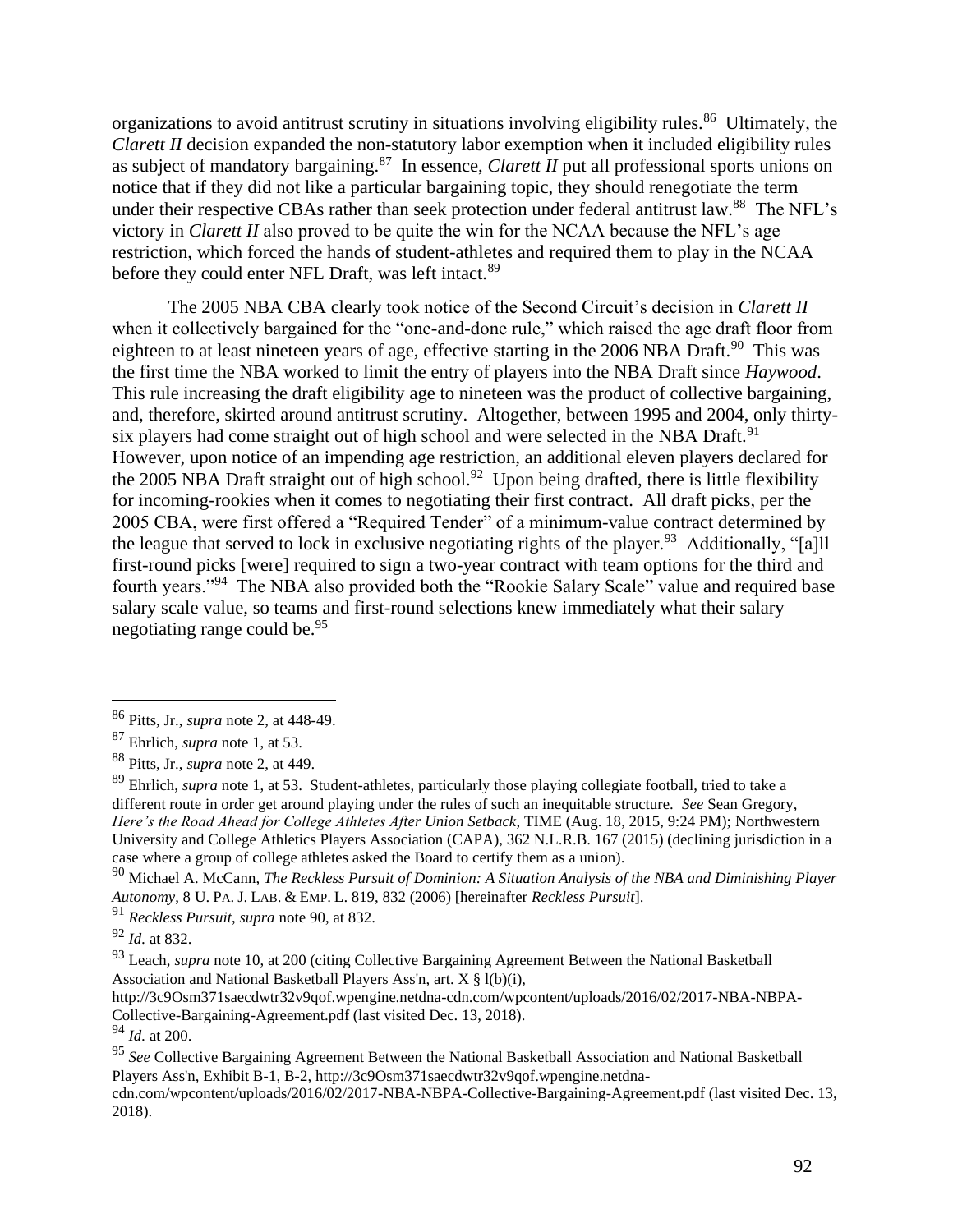organizations to avoid antitrust scrutiny in situations involving eligibility rules.[86] Ultimately, the *Clarett II* decision expanded the non-statutory labor exemption when it included eligibility rules as subject of mandatory bargaining.[87] In essence, *Clarett II* put all professional sports unions on notice that if they did not like a particular bargaining topic, they should renegotiate the term under their respective CBAs rather than seek protection under federal antitrust law.[88] The NFL's victory in *Clarett II* also proved to be quite the win for the NCAA because the NFL's age restriction, which forced the hands of student-athletes and required them to play in the NCAA before they could enter NFL Draft, was left intact.[89]

The 2005 NBA CBA clearly took notice of the Second Circuit's decision in *Clarett II* when it collectively bargained for the "one-and-done rule," which raised the age draft floor from eighteen to at least nineteen years of age, effective starting in the 2006 NBA Draft.[90] This was the first time the NBA worked to limit the entry of players into the NBA Draft since *Haywood*. This rule increasing the draft eligibility age to nineteen was the product of collective bargaining, and, therefore, skirted around antitrust scrutiny. Altogether, between 1995 and 2004, only thirty-six players had come straight out of high school and were selected in the NBA Draft.[91] However, upon notice of an impending age restriction, an additional eleven players declared for the 2005 NBA Draft straight out of high school.[92] Upon being drafted, there is little flexibility for incoming-rookies when it comes to negotiating their first contract. All draft picks, per the 2005 CBA, were first offered a "Required Tender" of a minimum-value contract determined by the league that served to lock in exclusive negotiating rights of the player.[93] Additionally, "[a]ll first-round picks [were] required to sign a two-year contract with team options for the third and fourth years."[94] The NBA also provided both the "Rookie Salary Scale" value and required base salary scale value, so teams and first-round selections knew immediately what their salary negotiating range could be.[95]

---

[86] Pitts, Jr., *supra* note 2, at 448-49.

[87] Ehrlich, *supra* note 1, at 53.

[88] Pitts, Jr., *supra* note 2, at 449.

[89] Ehrlich, *supra* note 1, at 53. Student-athletes, particularly those playing collegiate football, tried to take a different route in order get around playing under the rules of such an inequitable structure. *See* Sean Gregory, *Here's the Road Ahead for College Athletes After Union Setback*, TIME (Aug. 18, 2015, 9:24 PM); Northwestern University and College Athletics Players Association (CAPA), 362 N.L.R.B. 167 (2015) (declining jurisdiction in a case where a group of college athletes asked the Board to certify them as a union).

[90] Michael A. McCann, *The Reckless Pursuit of Dominion: A Situation Analysis of the NBA and Diminishing Player Autonomy*, 8 U. PA. J. LAB. & EMP. L. 819, 832 (2006) [hereinafter *Reckless Pursuit*].

[91] *Reckless Pursuit*, *supra* note 90, at 832.

[92] *Id.* at 832.

[93] Leach, *supra* note 10, at 200 (citing Collective Bargaining Agreement Between the National Basketball Association and National Basketball Players Ass'n, art. X § l(b)(i), http://3c9Osm371saecdwtr32v9qof.wpengine.netdna-cdn.com/wpcontent/uploads/2016/02/2017-NBA-NBPA-Collective-Bargaining-Agreement.pdf (last visited Dec. 13, 2018).

[94] *Id.* at 200.

[95] *See* Collective Bargaining Agreement Between the National Basketball Association and National Basketball Players Ass'n, Exhibit B-1, B-2, http://3c9Osm371saecdwtr32v9qof.wpengine.netdna-cdn.com/wpcontent/uploads/2016/02/2017-NBA-NBPA-Collective-Bargaining-Agreement.pdf (last visited Dec. 13, 2018).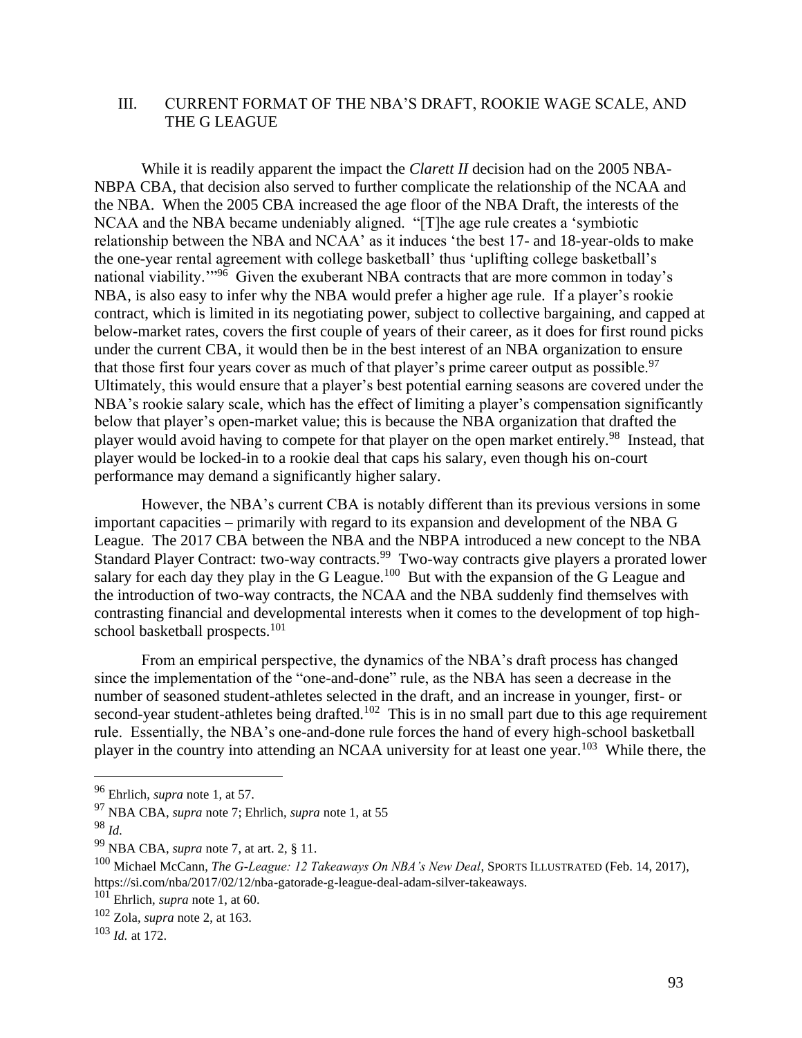## III. CURRENT FORMAT OF THE NBA'S DRAFT, ROOKIE WAGE SCALE, AND THE G LEAGUE

While it is readily apparent the impact the *Clarett II* decision had on the 2005 NBA-NBPA CBA, that decision also served to further complicate the relationship of the NCAA and the NBA. When the 2005 CBA increased the age floor of the NBA Draft, the interests of the NCAA and the NBA became undeniably aligned. "[T]he age rule creates a 'symbiotic relationship between the NBA and NCAA' as it induces 'the best 17- and 18-year-olds to make the one-year rental agreement with college basketball' thus 'uplifting college basketball's national viability.'"[96] Given the exuberant NBA contracts that are more common in today's NBA, is also easy to infer why the NBA would prefer a higher age rule. If a player's rookie contract, which is limited in its negotiating power, subject to collective bargaining, and capped at below-market rates, covers the first couple of years of their career, as it does for first round picks under the current CBA, it would then be in the best interest of an NBA organization to ensure that those first four years cover as much of that player's prime career output as possible.[97] Ultimately, this would ensure that a player's best potential earning seasons are covered under the NBA's rookie salary scale, which has the effect of limiting a player's compensation significantly below that player's open-market value; this is because the NBA organization that drafted the player would avoid having to compete for that player on the open market entirely.[98] Instead, that player would be locked-in to a rookie deal that caps his salary, even though his on-court performance may demand a significantly higher salary.

However, the NBA's current CBA is notably different than its previous versions in some important capacities – primarily with regard to its expansion and development of the NBA G League. The 2017 CBA between the NBA and the NBPA introduced a new concept to the NBA Standard Player Contract: two-way contracts.[99] Two-way contracts give players a prorated lower salary for each day they play in the G League.[100] But with the expansion of the G League and the introduction of two-way contracts, the NCAA and the NBA suddenly find themselves with contrasting financial and developmental interests when it comes to the development of top high-school basketball prospects.[101]

From an empirical perspective, the dynamics of the NBA's draft process has changed since the implementation of the "one-and-done" rule, as the NBA has seen a decrease in the number of seasoned student-athletes selected in the draft, and an increase in younger, first- or second-year student-athletes being drafted.[102] This is in no small part due to this age requirement rule. Essentially, the NBA's one-and-done rule forces the hand of every high-school basketball player in the country into attending an NCAA university for at least one year.[103] While there, the

---

[96] Ehrlich, *supra* note 1, at 57.

[97] NBA CBA, *supra* note 7; Ehrlich, *supra* note 1, at 55

[98] *Id.*

[99] NBA CBA, *supra* note 7, at art. 2, § 11.

[100] Michael McCann, *The G-League: 12 Takeaways On NBA's New Deal*, SPORTS ILLUSTRATED (Feb. 14, 2017), https://si.com/nba/2017/02/12/nba-gatorade-g-league-deal-adam-silver-takeaways.

[101] Ehrlich, *supra* note 1, at 60.

[102] Zola, *supra* note 2, at 163.

[103] *Id.* at 172.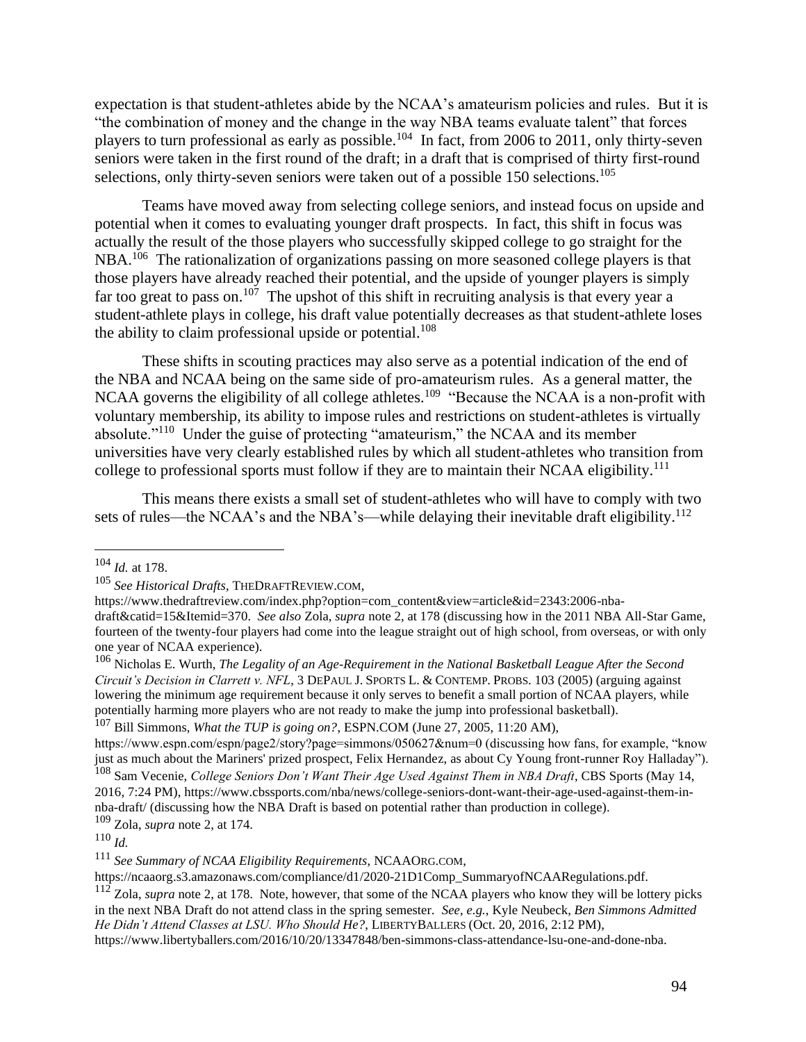expectation is that student-athletes abide by the NCAA's amateurism policies and rules. But it is "the combination of money and the change in the way NBA teams evaluate talent" that forces players to turn professional as early as possible.[104] In fact, from 2006 to 2011, only thirty-seven seniors were taken in the first round of the draft; in a draft that is comprised of thirty first-round selections, only thirty-seven seniors were taken out of a possible 150 selections.[105]

Teams have moved away from selecting college seniors, and instead focus on upside and potential when it comes to evaluating younger draft prospects. In fact, this shift in focus was actually the result of the those players who successfully skipped college to go straight for the NBA.[106] The rationalization of organizations passing on more seasoned college players is that those players have already reached their potential, and the upside of younger players is simply far too great to pass on.[107] The upshot of this shift in recruiting analysis is that every year a student-athlete plays in college, his draft value potentially decreases as that student-athlete loses the ability to claim professional upside or potential.[108]

These shifts in scouting practices may also serve as a potential indication of the end of the NBA and NCAA being on the same side of pro-amateurism rules. As a general matter, the NCAA governs the eligibility of all college athletes.[109] "Because the NCAA is a non-profit with voluntary membership, its ability to impose rules and restrictions on student-athletes is virtually absolute."[110] Under the guise of protecting "amateurism," the NCAA and its member universities have very clearly established rules by which all student-athletes who transition from college to professional sports must follow if they are to maintain their NCAA eligibility.[111]

This means there exists a small set of student-athletes who will have to comply with two sets of rules—the NCAA's and the NBA's—while delaying their inevitable draft eligibility.[112]

---

[104] *Id.* at 178.

[105] *See Historical Drafts*, THEDRAFTREVIEW.COM, https://www.thedraftreview.com/index.php?option=com_content&view=article&id=2343:2006-nba-draft&catid=15&Itemid=370. *See also* Zola, *supra* note 2, at 178 (discussing how in the 2011 NBA All-Star Game, fourteen of the twenty-four players had come into the league straight out of high school, from overseas, or with only one year of NCAA experience).

[106] Nicholas E. Wurth, *The Legality of an Age-Requirement in the National Basketball League After the Second Circuit's Decision in Clarrett v. NFL*, 3 DEPAUL J. SPORTS L. & CONTEMP. PROBS. 103 (2005) (arguing against lowering the minimum age requirement because it only serves to benefit a small portion of NCAA players, while potentially harming more players who are not ready to make the jump into professional basketball).

[107] Bill Simmons, *What the TUP is going on?*, ESPN.COM (June 27, 2005, 11:20 AM), https://www.espn.com/espn/page2/story?page=simmons/050627&num=0 (discussing how fans, for example, "know just as much about the Mariners' prized prospect, Felix Hernandez, as about Cy Young front-runner Roy Halladay").

[108] Sam Vecenie, *College Seniors Don't Want Their Age Used Against Them in NBA Draft*, CBS Sports (May 14, 2016, 7:24 PM), https://www.cbssports.com/nba/news/college-seniors-dont-want-their-age-used-against-them-in-nba-draft/ (discussing how the NBA Draft is based on potential rather than production in college).

[109] Zola, *supra* note 2, at 174.

[110] *Id.*

[111] *See Summary of NCAA Eligibility Requirements*, NCAAORG.COM, https://ncaaorg.s3.amazonaws.com/compliance/d1/2020-21D1Comp_SummaryofNCAARegulations.pdf.

[112] Zola, *supra* note 2, at 178. Note, however, that some of the NCAA players who know they will be lottery picks in the next NBA Draft do not attend class in the spring semester. *See, e.g.*, Kyle Neubeck, *Ben Simmons Admitted He Didn't Attend Classes at LSU. Who Should He?*, LIBERTYBALLERS (Oct. 20, 2016, 2:12 PM), https://www.libertyballers.com/2016/10/20/13347848/ben-simmons-class-attendance-lsu-one-and-done-nba.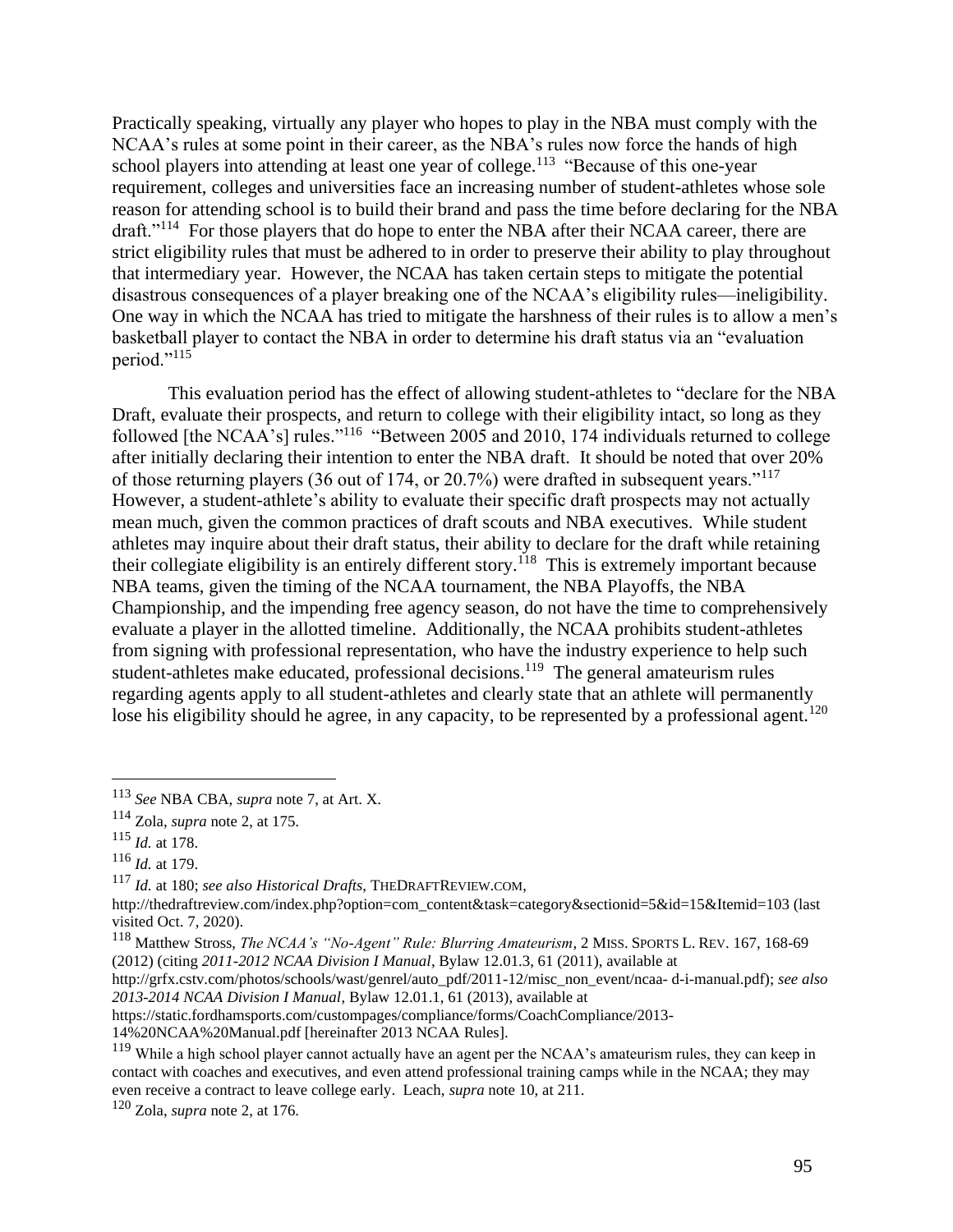Practically speaking, virtually any player who hopes to play in the NBA must comply with the NCAA's rules at some point in their career, as the NBA's rules now force the hands of high school players into attending at least one year of college.[113] "Because of this one-year requirement, colleges and universities face an increasing number of student-athletes whose sole reason for attending school is to build their brand and pass the time before declaring for the NBA draft."[114] For those players that do hope to enter the NBA after their NCAA career, there are strict eligibility rules that must be adhered to in order to preserve their ability to play throughout that intermediary year. However, the NCAA has taken certain steps to mitigate the potential disastrous consequences of a player breaking one of the NCAA's eligibility rules—ineligibility. One way in which the NCAA has tried to mitigate the harshness of their rules is to allow a men's basketball player to contact the NBA in order to determine his draft status via an "evaluation period."[115]

This evaluation period has the effect of allowing student-athletes to "declare for the NBA Draft, evaluate their prospects, and return to college with their eligibility intact, so long as they followed [the NCAA's] rules."[116] "Between 2005 and 2010, 174 individuals returned to college after initially declaring their intention to enter the NBA draft. It should be noted that over 20% of those returning players (36 out of 174, or 20.7%) were drafted in subsequent years."[117] However, a student-athlete's ability to evaluate their specific draft prospects may not actually mean much, given the common practices of draft scouts and NBA executives. While student athletes may inquire about their draft status, their ability to declare for the draft while retaining their collegiate eligibility is an entirely different story.[118] This is extremely important because NBA teams, given the timing of the NCAA tournament, the NBA Playoffs, the NBA Championship, and the impending free agency season, do not have the time to comprehensively evaluate a player in the allotted timeline. Additionally, the NCAA prohibits student-athletes from signing with professional representation, who have the industry experience to help such student-athletes make educated, professional decisions.[119] The general amateurism rules regarding agents apply to all student-athletes and clearly state that an athlete will permanently lose his eligibility should he agree, in any capacity, to be represented by a professional agent.[120]

---

[113] *See* NBA CBA, *supra* note 7, at Art. X.

[114] Zola, *supra* note 2, at 175.

[115] *Id.* at 178.

[116] *Id.* at 179.

[117] *Id.* at 180; *see also Historical Drafts*, THEDRAFTREVIEW.COM, http://thedraftreview.com/index.php?option=com_content&task=category&sectionid=5&id=15&Itemid=103 (last visited Oct. 7, 2020).

[118] Matthew Stross, *The NCAA's "No-Agent" Rule: Blurring Amateurism*, 2 MISS. SPORTS L. REV. 167, 168-69 (2012) (citing *2011-2012 NCAA Division I Manual*, Bylaw 12.01.3, 61 (2011), available at http://grfx.cstv.com/photos/schools/wast/genrel/auto_pdf/2011-12/misc_non_event/ncaa- d-i-manual.pdf); *see also 2013-2014 NCAA Division I Manual*, Bylaw 12.01.1, 61 (2013), available at https://static.fordhamsports.com/custompages/compliance/forms/CoachCompliance/2013-14%20NCAA%20Manual.pdf [hereinafter 2013 NCAA Rules].

[119] While a high school player cannot actually have an agent per the NCAA's amateurism rules, they can keep in contact with coaches and executives, and even attend professional training camps while in the NCAA; they may even receive a contract to leave college early. Leach, *supra* note 10, at 211.

[120] Zola, *supra* note 2, at 176.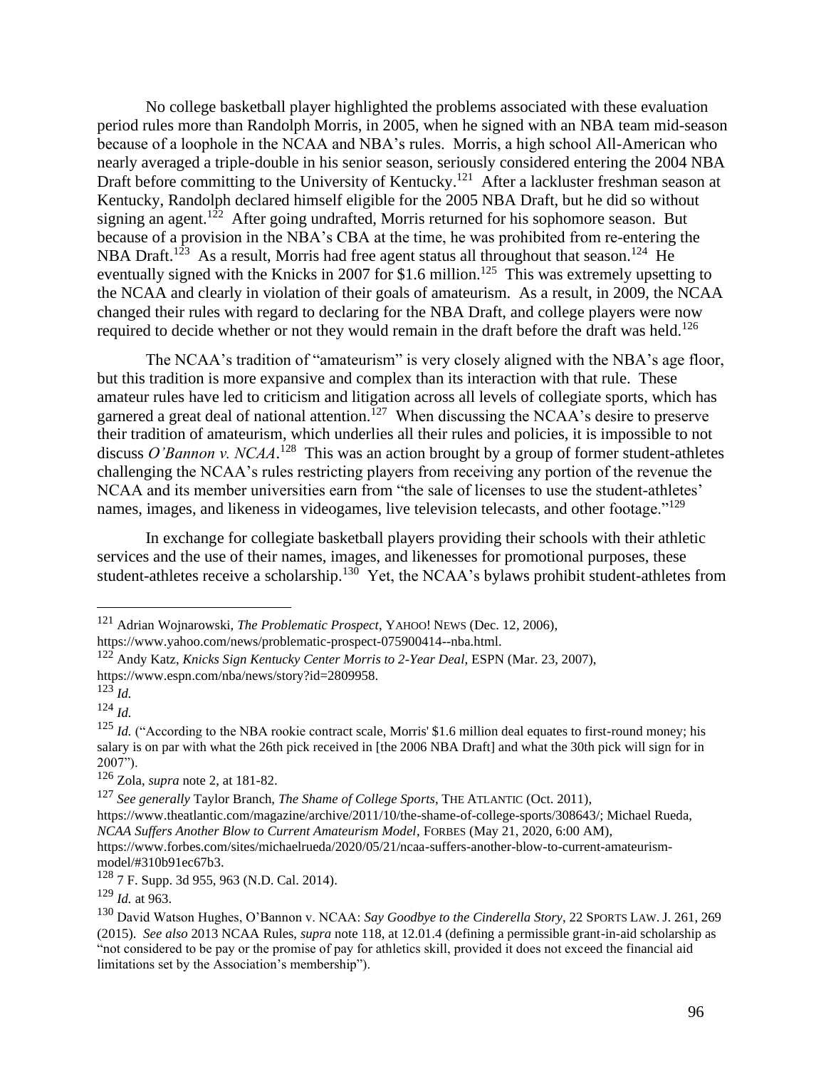No college basketball player highlighted the problems associated with these evaluation period rules more than Randolph Morris, in 2005, when he signed with an NBA team mid-season because of a loophole in the NCAA and NBA's rules. Morris, a high school All-American who nearly averaged a triple-double in his senior season, seriously considered entering the 2004 NBA Draft before committing to the University of Kentucky.[121] After a lackluster freshman season at Kentucky, Randolph declared himself eligible for the 2005 NBA Draft, but he did so without signing an agent.[122] After going undrafted, Morris returned for his sophomore season. But because of a provision in the NBA's CBA at the time, he was prohibited from re-entering the NBA Draft.[123] As a result, Morris had free agent status all throughout that season.[124] He eventually signed with the Knicks in 2007 for $1.6 million.[125] This was extremely upsetting to the NCAA and clearly in violation of their goals of amateurism. As a result, in 2009, the NCAA changed their rules with regard to declaring for the NBA Draft, and college players were now required to decide whether or not they would remain in the draft before the draft was held.[126]

The NCAA's tradition of "amateurism" is very closely aligned with the NBA's age floor, but this tradition is more expansive and complex than its interaction with that rule. These amateur rules have led to criticism and litigation across all levels of collegiate sports, which has garnered a great deal of national attention.[127] When discussing the NCAA's desire to preserve their tradition of amateurism, which underlies all their rules and policies, it is impossible to not discuss *O'Bannon v. NCAA*.[128] This was an action brought by a group of former student-athletes challenging the NCAA's rules restricting players from receiving any portion of the revenue the NCAA and its member universities earn from "the sale of licenses to use the student-athletes' names, images, and likeness in videogames, live television telecasts, and other footage."[129]

In exchange for collegiate basketball players providing their schools with their athletic services and the use of their names, images, and likenesses for promotional purposes, these student-athletes receive a scholarship.[130] Yet, the NCAA's bylaws prohibit student-athletes from

---

[121] Adrian Wojnarowski, *The Problematic Prospect*, YAHOO! NEWS (Dec. 12, 2006), https://www.yahoo.com/news/problematic-prospect-075900414--nba.html.

[122] Andy Katz, *Knicks Sign Kentucky Center Morris to 2-Year Deal*, ESPN (Mar. 23, 2007), https://www.espn.com/nba/news/story?id=2809958.

[123] *Id.*

[124] *Id.*

[125] *Id.* ("According to the NBA rookie contract scale, Morris' $1.6 million deal equates to first-round money; his salary is on par with what the 26th pick received in [the 2006 NBA Draft] and what the 30th pick will sign for in 2007").

[126] Zola, *supra* note 2, at 181-82.

[127] *See generally* Taylor Branch, *The Shame of College Sports*, THE ATLANTIC (Oct. 2011), https://www.theatlantic.com/magazine/archive/2011/10/the-shame-of-college-sports/308643/; Michael Rueda, *NCAA Suffers Another Blow to Current Amateurism Model*, FORBES (May 21, 2020, 6:00 AM), https://www.forbes.com/sites/michaelrueda/2020/05/21/ncaa-suffers-another-blow-to-current-amateurism-model/#310b91ec67b3.

[128] 7 F. Supp. 3d 955, 963 (N.D. Cal. 2014).

[129] *Id.* at 963.

[130] David Watson Hughes, O'Bannon v. NCAA: *Say Goodbye to the Cinderella Story*, 22 SPORTS LAW. J. 261, 269 (2015). *See also* 2013 NCAA Rules, *supra* note 118, at 12.01.4 (defining a permissible grant-in-aid scholarship as "not considered to be pay or the promise of pay for athletics skill, provided it does not exceed the financial aid limitations set by the Association's membership").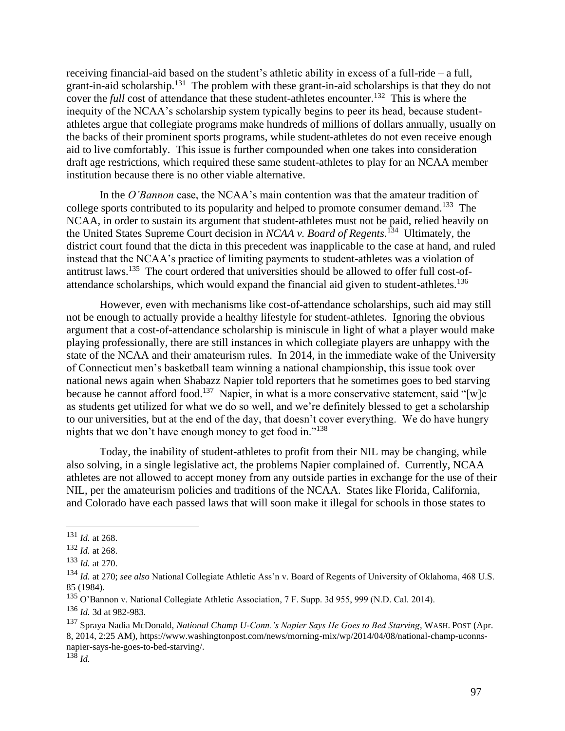receiving financial-aid based on the student's athletic ability in excess of a full-ride – a full, grant-in-aid scholarship.[131] The problem with these grant-in-aid scholarships is that they do not cover the *full* cost of attendance that these student-athletes encounter.[132] This is where the inequity of the NCAA's scholarship system typically begins to peer its head, because student-athletes argue that collegiate programs make hundreds of millions of dollars annually, usually on the backs of their prominent sports programs, while student-athletes do not even receive enough aid to live comfortably. This issue is further compounded when one takes into consideration draft age restrictions, which required these same student-athletes to play for an NCAA member institution because there is no other viable alternative.

In the *O'Bannon* case, the NCAA's main contention was that the amateur tradition of college sports contributed to its popularity and helped to promote consumer demand.[133] The NCAA, in order to sustain its argument that student-athletes must not be paid, relied heavily on the United States Supreme Court decision in *NCAA v. Board of Regents*.[134] Ultimately, the district court found that the dicta in this precedent was inapplicable to the case at hand, and ruled instead that the NCAA's practice of limiting payments to student-athletes was a violation of antitrust laws.[135] The court ordered that universities should be allowed to offer full cost-of-attendance scholarships, which would expand the financial aid given to student-athletes.[136]

However, even with mechanisms like cost-of-attendance scholarships, such aid may still not be enough to actually provide a healthy lifestyle for student-athletes. Ignoring the obvious argument that a cost-of-attendance scholarship is miniscule in light of what a player would make playing professionally, there are still instances in which collegiate players are unhappy with the state of the NCAA and their amateurism rules. In 2014, in the immediate wake of the University of Connecticut men's basketball team winning a national championship, this issue took over national news again when Shabazz Napier told reporters that he sometimes goes to bed starving because he cannot afford food.[137] Napier, in what is a more conservative statement, said "[w]e as students get utilized for what we do so well, and we're definitely blessed to get a scholarship to our universities, but at the end of the day, that doesn't cover everything. We do have hungry nights that we don't have enough money to get food in."[138]

Today, the inability of student-athletes to profit from their NIL may be changing, while also solving, in a single legislative act, the problems Napier complained of. Currently, NCAA athletes are not allowed to accept money from any outside parties in exchange for the use of their NIL, per the amateurism policies and traditions of the NCAA. States like Florida, California, and Colorado have each passed laws that will soon make it illegal for schools in those states to

---

[131] *Id.* at 268.

[132] *Id.* at 268.

[133] *Id.* at 270.

[134] *Id.* at 270; *see also* National Collegiate Athletic Ass'n v. Board of Regents of University of Oklahoma, 468 U.S. 85 (1984).

[135] O'Bannon v. National Collegiate Athletic Association, 7 F. Supp. 3d 955, 999 (N.D. Cal. 2014).

[136] *Id.* 3d at 982-983.

[137] Spraya Nadia McDonald, *National Champ U-Conn.'s Napier Says He Goes to Bed Starving*, WASH. POST (Apr. 8, 2014, 2:25 AM), https://www.washingtonpost.com/news/morning-mix/wp/2014/04/08/national-champ-uconns-napier-says-he-goes-to-bed-starving/.

[138] *Id.*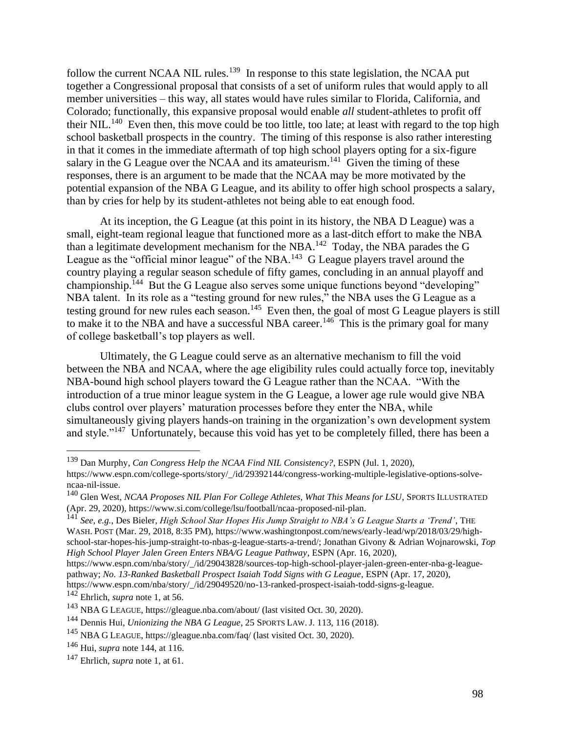follow the current NCAA NIL rules.[139] In response to this state legislation, the NCAA put together a Congressional proposal that consists of a set of uniform rules that would apply to all member universities – this way, all states would have rules similar to Florida, California, and Colorado; functionally, this expansive proposal would enable *all* student-athletes to profit off their NIL.[140] Even then, this move could be too little, too late; at least with regard to the top high school basketball prospects in the country. The timing of this response is also rather interesting in that it comes in the immediate aftermath of top high school players opting for a six-figure salary in the G League over the NCAA and its amateurism.[141] Given the timing of these responses, there is an argument to be made that the NCAA may be more motivated by the potential expansion of the NBA G League, and its ability to offer high school prospects a salary, than by cries for help by its student-athletes not being able to eat enough food.

At its inception, the G League (at this point in its history, the NBA D League) was a small, eight-team regional league that functioned more as a last-ditch effort to make the NBA than a legitimate development mechanism for the NBA.[142] Today, the NBA parades the G League as the "official minor league" of the NBA.[143] G League players travel around the country playing a regular season schedule of fifty games, concluding in an annual playoff and championship.[144] But the G League also serves some unique functions beyond "developing" NBA talent. In its role as a "testing ground for new rules," the NBA uses the G League as a testing ground for new rules each season.[145] Even then, the goal of most G League players is still to make it to the NBA and have a successful NBA career.[146] This is the primary goal for many of college basketball's top players as well.

Ultimately, the G League could serve as an alternative mechanism to fill the void between the NBA and NCAA, where the age eligibility rules could actually force top, inevitably NBA-bound high school players toward the G League rather than the NCAA. "With the introduction of a true minor league system in the G League, a lower age rule would give NBA clubs control over players' maturation processes before they enter the NBA, while simultaneously giving players hands-on training in the organization's own development system and style."[147] Unfortunately, because this void has yet to be completely filled, there has been a

---

[139] Dan Murphy, *Can Congress Help the NCAA Find NIL Consistency?*, ESPN (Jul. 1, 2020), https://www.espn.com/college-sports/story/_/id/29392144/congress-working-multiple-legislative-options-solve-ncaa-nil-issue.

[140] Glen West, *NCAA Proposes NIL Plan For College Athletes, What This Means for LSU*, SPORTS ILLUSTRATED (Apr. 29, 2020), https://www.si.com/college/lsu/football/ncaa-proposed-nil-plan.

[141] *See, e.g.*, Des Bieler, *High School Star Hopes His Jump Straight to NBA's G League Starts a 'Trend'*, THE WASH. POST (Mar. 29, 2018, 8:35 PM), https://www.washingtonpost.com/news/early-lead/wp/2018/03/29/high-school-star-hopes-his-jump-straight-to-nbas-g-league-starts-a-trend/; Jonathan Givony & Adrian Wojnarowski, *Top High School Player Jalen Green Enters NBA/G League Pathway*, ESPN (Apr. 16, 2020), https://www.espn.com/nba/story/_/id/29043828/sources-top-high-school-player-jalen-green-enter-nba-g-league-pathway; *No. 13-Ranked Basketball Prospect Isaiah Todd Signs with G League*, ESPN (Apr. 17, 2020), https://www.espn.com/nba/story/_/id/29049520/no-13-ranked-prospect-isaiah-todd-signs-g-league.

[142] Ehrlich, *supra* note 1, at 56.

[143] NBA G LEAGUE, https://gleague.nba.com/about/ (last visited Oct. 30, 2020).

[144] Dennis Hui, *Unionizing the NBA G League*, 25 SPORTS LAW. J. 113, 116 (2018).

[145] NBA G LEAGUE, https://gleague.nba.com/faq/ (last visited Oct. 30, 2020).

[146] Hui, *supra* note 144, at 116.

[147] Ehrlich, *supra* note 1, at 61.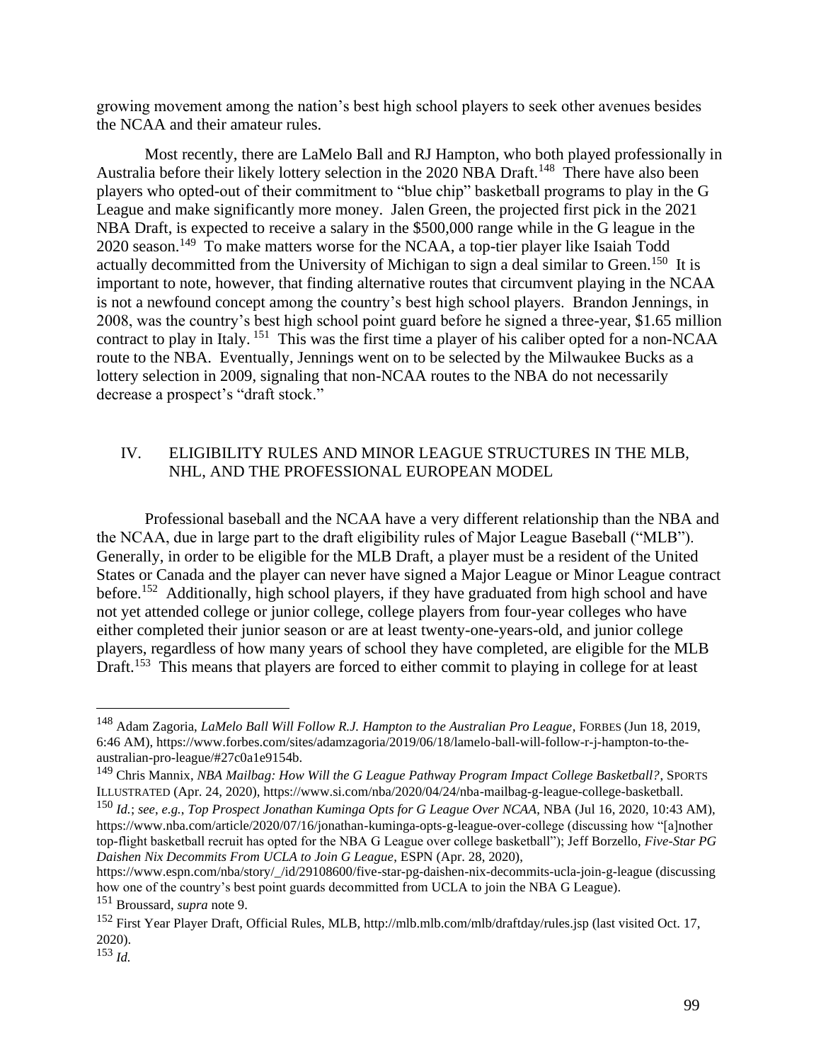growing movement among the nation's best high school players to seek other avenues besides the NCAA and their amateur rules.

Most recently, there are LaMelo Ball and RJ Hampton, who both played professionally in Australia before their likely lottery selection in the 2020 NBA Draft.[148] There have also been players who opted-out of their commitment to "blue chip" basketball programs to play in the G League and make significantly more money. Jalen Green, the projected first pick in the 2021 NBA Draft, is expected to receive a salary in the $500,000 range while in the G league in the 2020 season.[149] To make matters worse for the NCAA, a top-tier player like Isaiah Todd actually decommitted from the University of Michigan to sign a deal similar to Green.[150] It is important to note, however, that finding alternative routes that circumvent playing in the NCAA is not a newfound concept among the country's best high school players. Brandon Jennings, in 2008, was the country's best high school point guard before he signed a three-year, $1.65 million contract to play in Italy.[151] This was the first time a player of his caliber opted for a non-NCAA route to the NBA. Eventually, Jennings went on to be selected by the Milwaukee Bucks as a lottery selection in 2009, signaling that non-NCAA routes to the NBA do not necessarily decrease a prospect's "draft stock."

## IV. ELIGIBILITY RULES AND MINOR LEAGUE STRUCTURES IN THE MLB, NHL, AND THE PROFESSIONAL EUROPEAN MODEL

Professional baseball and the NCAA have a very different relationship than the NBA and the NCAA, due in large part to the draft eligibility rules of Major League Baseball ("MLB"). Generally, in order to be eligible for the MLB Draft, a player must be a resident of the United States or Canada and the player can never have signed a Major League or Minor League contract before.[152] Additionally, high school players, if they have graduated from high school and have not yet attended college or junior college, college players from four-year colleges who have either completed their junior season or are at least twenty-one-years-old, and junior college players, regardless of how many years of school they have completed, are eligible for the MLB Draft.[153] This means that players are forced to either commit to playing in college for at least

---

[148] Adam Zagoria, *LaMelo Ball Will Follow R.J. Hampton to the Australian Pro League*, FORBES (Jun 18, 2019, 6:46 AM), https://www.forbes.com/sites/adamzagoria/2019/06/18/lamelo-ball-will-follow-r-j-hampton-to-the-australian-pro-league/#27c0a1e9154b.

[149] Chris Mannix, *NBA Mailbag: How Will the G League Pathway Program Impact College Basketball?*, SPORTS ILLUSTRATED (Apr. 24, 2020), https://www.si.com/nba/2020/04/24/nba-mailbag-g-league-college-basketball.

[150] *Id.*; *see*, *e.g.*, *Top Prospect Jonathan Kuminga Opts for G League Over NCAA*, NBA (Jul 16, 2020, 10:43 AM), https://www.nba.com/article/2020/07/16/jonathan-kuminga-opts-g-league-over-college (discussing how "[a]nother top-flight basketball recruit has opted for the NBA G League over college basketball"); Jeff Borzello, *Five-Star PG Daishen Nix Decommits From UCLA to Join G League*, ESPN (Apr. 28, 2020), https://www.espn.com/nba/story/_/id/29108600/five-star-pg-daishen-nix-decommits-ucla-join-g-league (discussing how one of the country's best point guards decommitted from UCLA to join the NBA G League).

[151] Broussard, *supra* note 9.

[152] First Year Player Draft, Official Rules, MLB, http://mlb.mlb.com/mlb/draftday/rules.jsp (last visited Oct. 17, 2020).

[153] *Id.*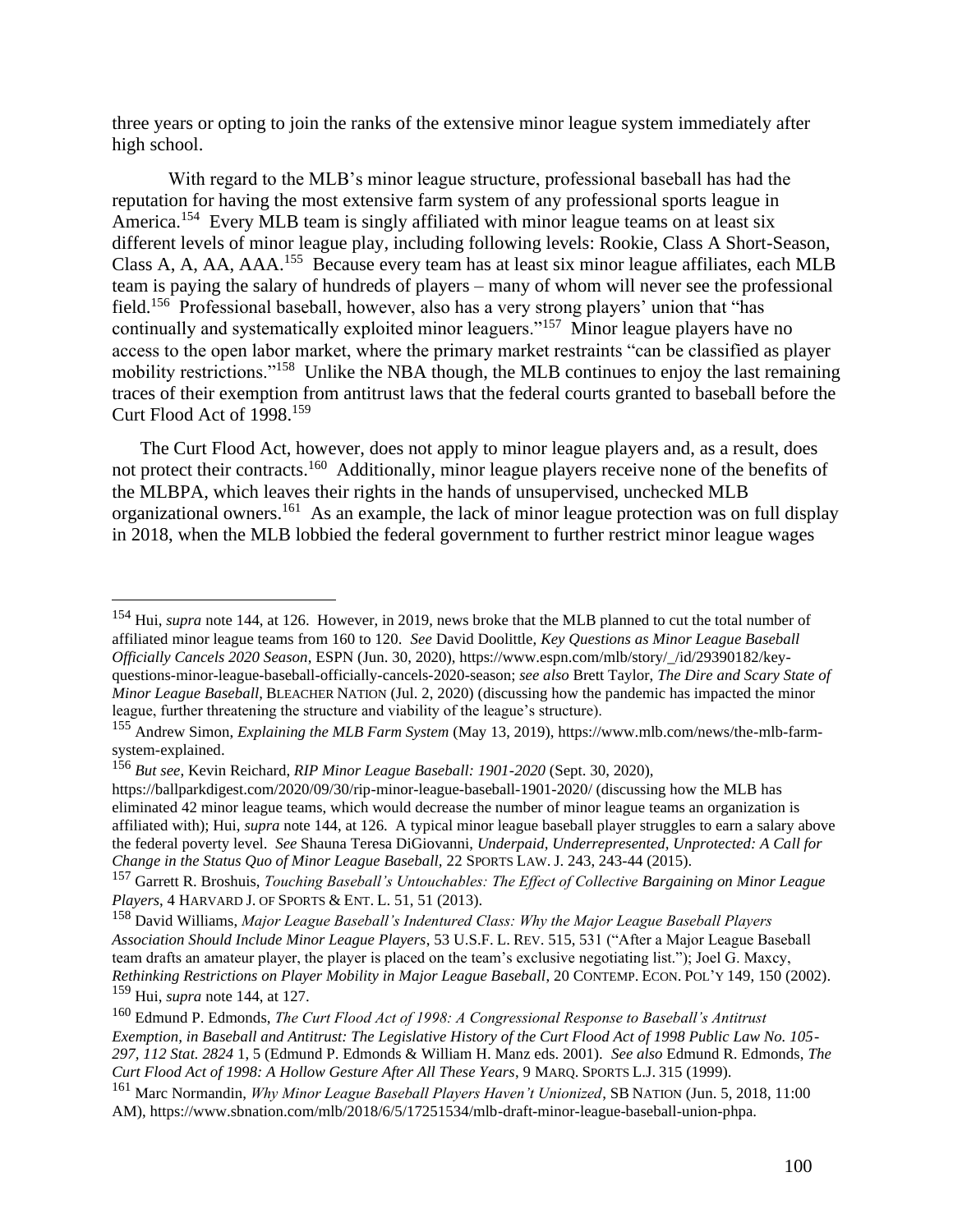three years or opting to join the ranks of the extensive minor league system immediately after high school.

With regard to the MLB's minor league structure, professional baseball has had the reputation for having the most extensive farm system of any professional sports league in America.[154] Every MLB team is singly affiliated with minor league teams on at least six different levels of minor league play, including following levels: Rookie, Class A Short-Season, Class A, A, AA, AAA.[155] Because every team has at least six minor league affiliates, each MLB team is paying the salary of hundreds of players – many of whom will never see the professional field.[156] Professional baseball, however, also has a very strong players' union that "has continually and systematically exploited minor leaguers."[157] Minor league players have no access to the open labor market, where the primary market restraints "can be classified as player mobility restrictions."[158] Unlike the NBA though, the MLB continues to enjoy the last remaining traces of their exemption from antitrust laws that the federal courts granted to baseball before the Curt Flood Act of 1998.[159]

The Curt Flood Act, however, does not apply to minor league players and, as a result, does not protect their contracts.[160] Additionally, minor league players receive none of the benefits of the MLBPA, which leaves their rights in the hands of unsupervised, unchecked MLB organizational owners.[161] As an example, the lack of minor league protection was on full display in 2018, when the MLB lobbied the federal government to further restrict minor league wages

---

[154] Hui, *supra* note 144, at 126. However, in 2019, news broke that the MLB planned to cut the total number of affiliated minor league teams from 160 to 120. *See* David Doolittle, *Key Questions as Minor League Baseball Officially Cancels 2020 Season*, ESPN (Jun. 30, 2020), https://www.espn.com/mlb/story/_/id/29390182/key-questions-minor-league-baseball-officially-cancels-2020-season; *see also* Brett Taylor, *The Dire and Scary State of Minor League Baseball*, BLEACHER NATION (Jul. 2, 2020) (discussing how the pandemic has impacted the minor league, further threatening the structure and viability of the league's structure).

[155] Andrew Simon, *Explaining the MLB Farm System* (May 13, 2019), https://www.mlb.com/news/the-mlb-farm-system-explained.

[156] *But see*, Kevin Reichard, *RIP Minor League Baseball: 1901-2020* (Sept. 30, 2020), https://ballparkdigest.com/2020/09/30/rip-minor-league-baseball-1901-2020/ (discussing how the MLB has eliminated 42 minor league teams, which would decrease the number of minor league teams an organization is affiliated with); Hui, *supra* note 144, at 126. A typical minor league baseball player struggles to earn a salary above the federal poverty level. *See* Shauna Teresa DiGiovanni, *Underpaid, Underrepresented, Unprotected: A Call for Change in the Status Quo of Minor League Baseball*, 22 SPORTS LAW. J. 243, 243-44 (2015).

[157] Garrett R. Broshuis, *Touching Baseball's Untouchables: The Effect of Collective Bargaining on Minor League Players*, 4 HARVARD J. OF SPORTS & ENT. L. 51, 51 (2013).

[158] David Williams, *Major League Baseball's Indentured Class: Why the Major League Baseball Players Association Should Include Minor League Players*, 53 U.S.F. L. REV. 515, 531 ("After a Major League Baseball team drafts an amateur player, the player is placed on the team's exclusive negotiating list."); Joel G. Maxcy, *Rethinking Restrictions on Player Mobility in Major League Baseball*, 20 CONTEMP. ECON. POL'Y 149, 150 (2002).

[159] Hui, *supra* note 144, at 127.

[160] Edmund P. Edmonds, *The Curt Flood Act of 1998: A Congressional Response to Baseball's Antitrust Exemption, in Baseball and Antitrust: The Legislative History of the Curt Flood Act of 1998 Public Law No. 105-297, 112 Stat. 2824* 1, 5 (Edmund P. Edmonds & William H. Manz eds. 2001). *See also* Edmund R. Edmonds, *The Curt Flood Act of 1998: A Hollow Gesture After All These Years*, 9 MARQ. SPORTS L.J. 315 (1999).

[161] Marc Normandin, *Why Minor League Baseball Players Haven't Unionized*, SB NATION (Jun. 5, 2018, 11:00 AM), https://www.sbnation.com/mlb/2018/6/5/17251534/mlb-draft-minor-league-baseball-union-phpa.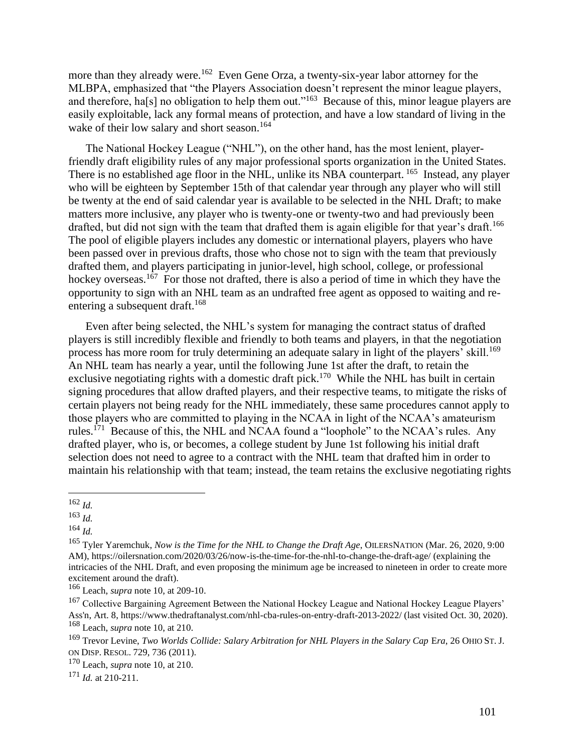more than they already were.[162] Even Gene Orza, a twenty-six-year labor attorney for the MLBPA, emphasized that "the Players Association doesn't represent the minor league players, and therefore, ha[s] no obligation to help them out."[163] Because of this, minor league players are easily exploitable, lack any formal means of protection, and have a low standard of living in the wake of their low salary and short season.[164]

The National Hockey League ("NHL"), on the other hand, has the most lenient, player-friendly draft eligibility rules of any major professional sports organization in the United States. There is no established age floor in the NHL, unlike its NBA counterpart.[165] Instead, any player who will be eighteen by September 15th of that calendar year through any player who will still be twenty at the end of said calendar year is available to be selected in the NHL Draft; to make matters more inclusive, any player who is twenty-one or twenty-two and had previously been drafted, but did not sign with the team that drafted them is again eligible for that year's draft.[166] The pool of eligible players includes any domestic or international players, players who have been passed over in previous drafts, those who chose not to sign with the team that previously drafted them, and players participating in junior-level, high school, college, or professional hockey overseas.[167] For those not drafted, there is also a period of time in which they have the opportunity to sign with an NHL team as an undrafted free agent as opposed to waiting and re-entering a subsequent draft.[168]

Even after being selected, the NHL's system for managing the contract status of drafted players is still incredibly flexible and friendly to both teams and players, in that the negotiation process has more room for truly determining an adequate salary in light of the players' skill.[169] An NHL team has nearly a year, until the following June 1st after the draft, to retain the exclusive negotiating rights with a domestic draft pick.[170] While the NHL has built in certain signing procedures that allow drafted players, and their respective teams, to mitigate the risks of certain players not being ready for the NHL immediately, these same procedures cannot apply to those players who are committed to playing in the NCAA in light of the NCAA's amateurism rules.[171] Because of this, the NHL and NCAA found a "loophole" to the NCAA's rules. Any drafted player, who is, or becomes, a college student by June 1st following his initial draft selection does not need to agree to a contract with the NHL team that drafted him in order to maintain his relationship with that team; instead, the team retains the exclusive negotiating rights

---

[162] *Id.*

[163] *Id.*

[164] *Id.*

[165] Tyler Yaremchuk, *Now is the Time for the NHL to Change the Draft Age*, OILERSNATION (Mar. 26, 2020, 9:00 AM), https://oilersnation.com/2020/03/26/now-is-the-time-for-the-nhl-to-change-the-draft-age/ (explaining the intricacies of the NHL Draft, and even proposing the minimum age be increased to nineteen in order to create more excitement around the draft).

[166] Leach, *supra* note 10, at 209-10.

[167] Collective Bargaining Agreement Between the National Hockey League and National Hockey League Players' Ass'n, Art. 8, https://www.thedraftanalyst.com/nhl-cba-rules-on-entry-draft-2013-2022/ (last visited Oct. 30, 2020).

[168] Leach, *supra* note 10, at 210.

[169] Trevor Levine, *Two Worlds Collide: Salary Arbitration for NHL Players in the Salary Cap Era*, 26 OHIO ST. J. ON DISP. RESOL. 729, 736 (2011).

[170] Leach, *supra* note 10, at 210.

[171] *Id.* at 210-211.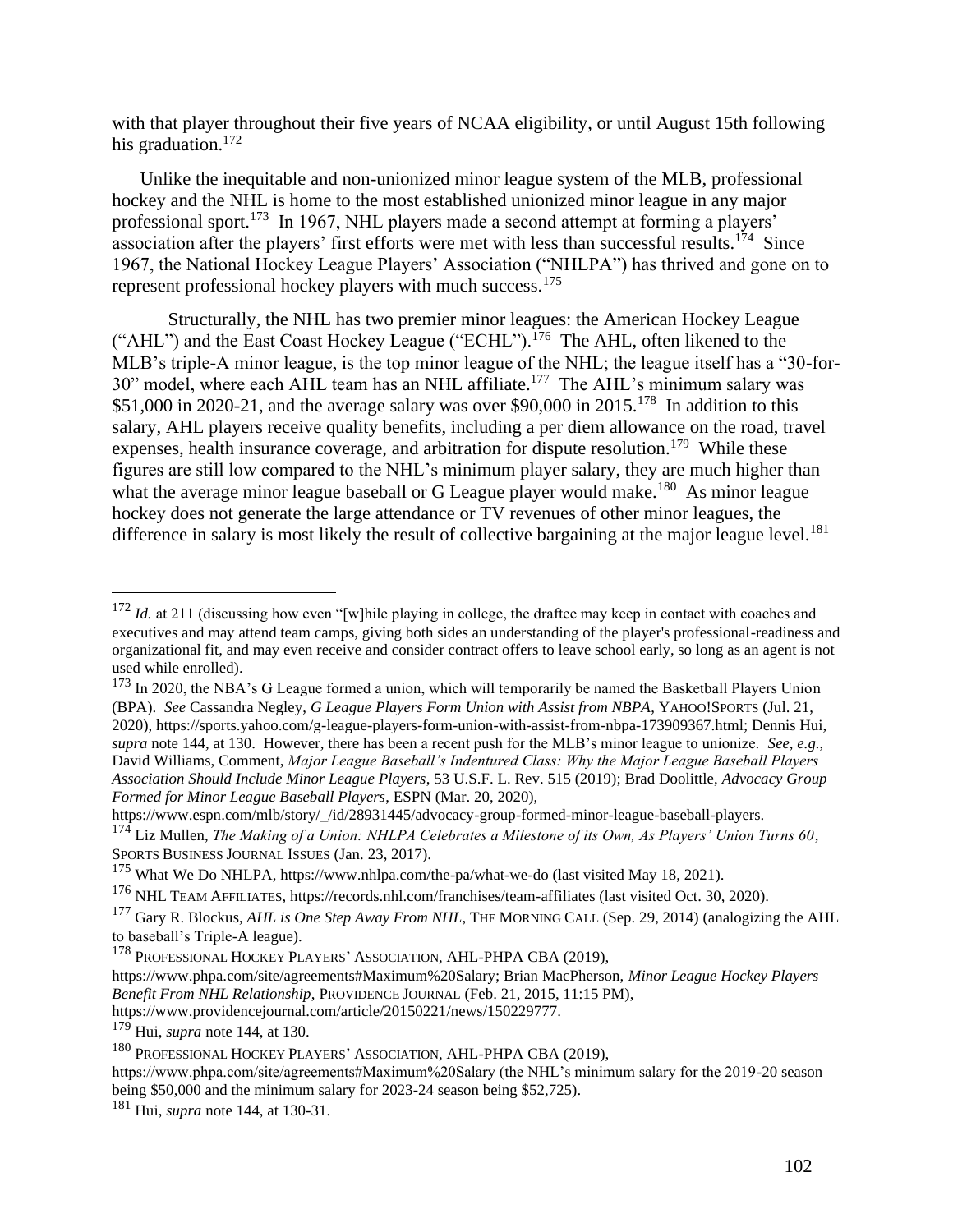with that player throughout their five years of NCAA eligibility, or until August 15th following his graduation.[172]

Unlike the inequitable and non-unionized minor league system of the MLB, professional hockey and the NHL is home to the most established unionized minor league in any major professional sport.[173] In 1967, NHL players made a second attempt at forming a players' association after the players' first efforts were met with less than successful results.[174] Since 1967, the National Hockey League Players' Association ("NHLPA") has thrived and gone on to represent professional hockey players with much success.[175]

Structurally, the NHL has two premier minor leagues: the American Hockey League ("AHL") and the East Coast Hockey League ("ECHL").[176] The AHL, often likened to the MLB's triple-A minor league, is the top minor league of the NHL; the league itself has a "30-for-30" model, where each AHL team has an NHL affiliate.[177] The AHL's minimum salary was \$51,000 in 2020-21, and the average salary was over \$90,000 in 2015.[178] In addition to this salary, AHL players receive quality benefits, including a per diem allowance on the road, travel expenses, health insurance coverage, and arbitration for dispute resolution.[179] While these figures are still low compared to the NHL's minimum player salary, they are much higher than what the average minor league baseball or G League player would make.[180] As minor league hockey does not generate the large attendance or TV revenues of other minor leagues, the difference in salary is most likely the result of collective bargaining at the major league level.[181]

---

[172] *Id.* at 211 (discussing how even "[w]hile playing in college, the draftee may keep in contact with coaches and executives and may attend team camps, giving both sides an understanding of the player's professional-readiness and organizational fit, and may even receive and consider contract offers to leave school early, so long as an agent is not used while enrolled).

[173] In 2020, the NBA's G League formed a union, which will temporarily be named the Basketball Players Union (BPA). *See* Cassandra Negley, *G League Players Form Union with Assist from NBPA*, YAHOO!SPORTS (Jul. 21, 2020), https://sports.yahoo.com/g-league-players-form-union-with-assist-from-nbpa-173909367.html; Dennis Hui, *supra* note 144, at 130. However, there has been a recent push for the MLB's minor league to unionize. *See, e.g.*, David Williams, Comment, *Major League Baseball's Indentured Class: Why the Major League Baseball Players Association Should Include Minor League Players*, 53 U.S.F. L. Rev. 515 (2019); Brad Doolittle, *Advocacy Group Formed for Minor League Baseball Players*, ESPN (Mar. 20, 2020), https://www.espn.com/mlb/story/_/id/28931445/advocacy-group-formed-minor-league-baseball-players.

[174] Liz Mullen, *The Making of a Union: NHLPA Celebrates a Milestone of its Own, As Players' Union Turns 60*, SPORTS BUSINESS JOURNAL ISSUES (Jan. 23, 2017).

[175] What We Do NHLPA, https://www.nhlpa.com/the-pa/what-we-do (last visited May 18, 2021).

[176] NHL TEAM AFFILIATES, https://records.nhl.com/franchises/team-affiliates (last visited Oct. 30, 2020).

[177] Gary R. Blockus, *AHL is One Step Away From NHL*, THE MORNING CALL (Sep. 29, 2014) (analogizing the AHL to baseball's Triple-A league).

[178] PROFESSIONAL HOCKEY PLAYERS' ASSOCIATION, AHL-PHPA CBA (2019), https://www.phpa.com/site/agreements#Maximum%20Salary; Brian MacPherson, *Minor League Hockey Players Benefit From NHL Relationship*, PROVIDENCE JOURNAL (Feb. 21, 2015, 11:15 PM), https://www.providencejournal.com/article/20150221/news/150229777.

[179] Hui, *supra* note 144, at 130.

[180] PROFESSIONAL HOCKEY PLAYERS' ASSOCIATION, AHL-PHPA CBA (2019), https://www.phpa.com/site/agreements#Maximum%20Salary (the NHL's minimum salary for the 2019-20 season being \$50,000 and the minimum salary for 2023-24 season being \$52,725).

[181] Hui, *supra* note 144, at 130-31.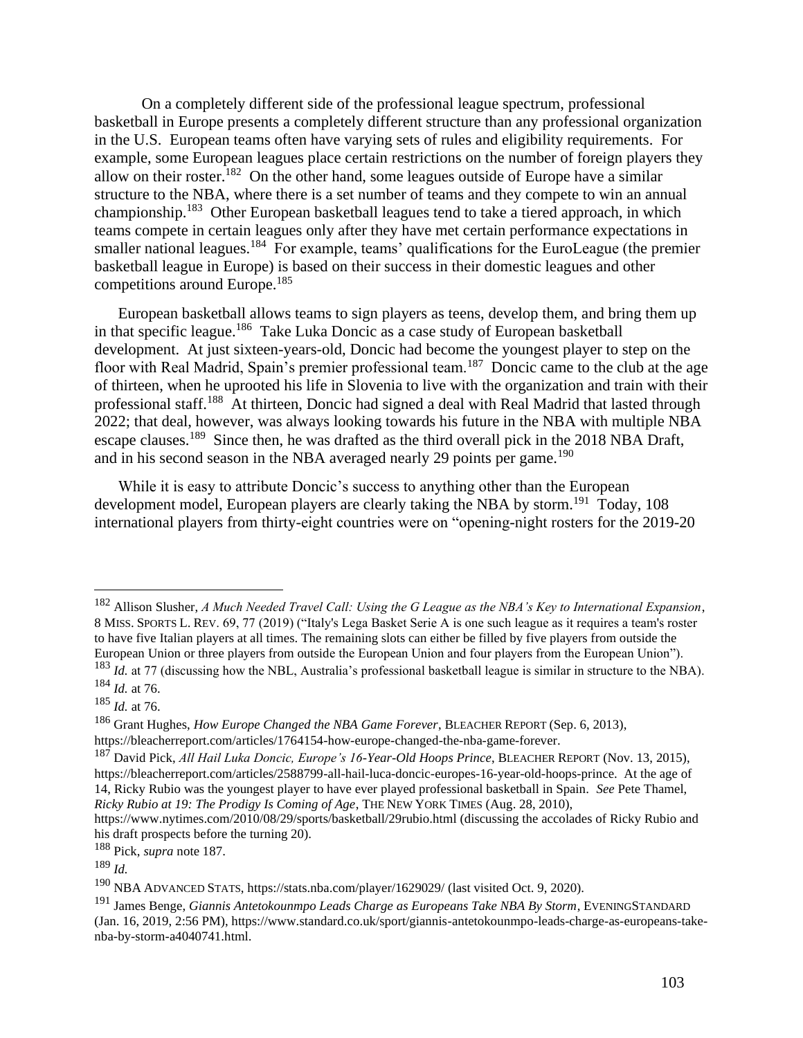On a completely different side of the professional league spectrum, professional basketball in Europe presents a completely different structure than any professional organization in the U.S. European teams often have varying sets of rules and eligibility requirements. For example, some European leagues place certain restrictions on the number of foreign players they allow on their roster.[182] On the other hand, some leagues outside of Europe have a similar structure to the NBA, where there is a set number of teams and they compete to win an annual championship.[183] Other European basketball leagues tend to take a tiered approach, in which teams compete in certain leagues only after they have met certain performance expectations in smaller national leagues.[184] For example, teams' qualifications for the EuroLeague (the premier basketball league in Europe) is based on their success in their domestic leagues and other competitions around Europe.[185]

European basketball allows teams to sign players as teens, develop them, and bring them up in that specific league.[186] Take Luka Doncic as a case study of European basketball development. At just sixteen-years-old, Doncic had become the youngest player to step on the floor with Real Madrid, Spain's premier professional team.[187] Doncic came to the club at the age of thirteen, when he uprooted his life in Slovenia to live with the organization and train with their professional staff.[188] At thirteen, Doncic had signed a deal with Real Madrid that lasted through 2022; that deal, however, was always looking towards his future in the NBA with multiple NBA escape clauses.[189] Since then, he was drafted as the third overall pick in the 2018 NBA Draft, and in his second season in the NBA averaged nearly 29 points per game.[190]

While it is easy to attribute Doncic's success to anything other than the European development model, European players are clearly taking the NBA by storm.[191] Today, 108 international players from thirty-eight countries were on "opening-night rosters for the 2019-20

---

[182] Allison Slusher, *A Much Needed Travel Call: Using the G League as the NBA's Key to International Expansion*, 8 MISS. SPORTS L. REV. 69, 77 (2019) ("Italy's Lega Basket Serie A is one such league as it requires a team's roster to have five Italian players at all times. The remaining slots can either be filled by five players from outside the European Union or three players from outside the European Union and four players from the European Union").

[183] *Id.* at 77 (discussing how the NBL, Australia's professional basketball league is similar in structure to the NBA).

[184] *Id.* at 76.

[185] *Id.* at 76.

[186] Grant Hughes, *How Europe Changed the NBA Game Forever*, BLEACHER REPORT (Sep. 6, 2013), https://bleacherreport.com/articles/1764154-how-europe-changed-the-nba-game-forever.

[187] David Pick, *All Hail Luka Doncic, Europe's 16-Year-Old Hoops Prince*, BLEACHER REPORT (Nov. 13, 2015), https://bleacherreport.com/articles/2588799-all-hail-luca-doncic-europes-16-year-old-hoops-prince. At the age of 14, Ricky Rubio was the youngest player to have ever played professional basketball in Spain. *See* Pete Thamel, *Ricky Rubio at 19: The Prodigy Is Coming of Age*, THE NEW YORK TIMES (Aug. 28, 2010), https://www.nytimes.com/2010/08/29/sports/basketball/29rubio.html (discussing the accolades of Ricky Rubio and his draft prospects before the turning 20).

[188] Pick, *supra* note 187.

[189] *Id.*

[190] NBA ADVANCED STATS, https://stats.nba.com/player/1629029/ (last visited Oct. 9, 2020).

[191] James Benge, *Giannis Antetokounmpo Leads Charge as Europeans Take NBA By Storm*, EVENINGSTANDARD (Jan. 16, 2019, 2:56 PM), https://www.standard.co.uk/sport/giannis-antetokounmpo-leads-charge-as-europeans-take-nba-by-storm-a4040741.html.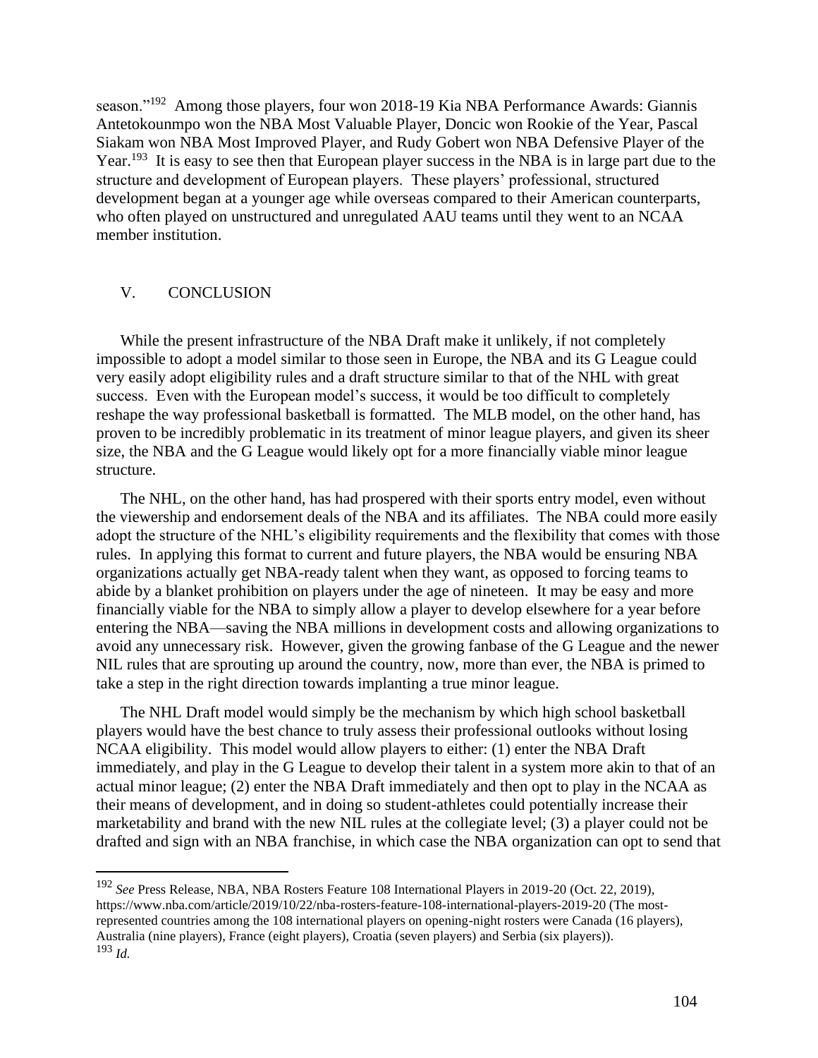season."[192] Among those players, four won 2018-19 Kia NBA Performance Awards: Giannis Antetokounmpo won the NBA Most Valuable Player, Doncic won Rookie of the Year, Pascal Siakam won NBA Most Improved Player, and Rudy Gobert won NBA Defensive Player of the Year.[193] It is easy to see then that European player success in the NBA is in large part due to the structure and development of European players. These players' professional, structured development began at a younger age while overseas compared to their American counterparts, who often played on unstructured and unregulated AAU teams until they went to an NCAA member institution.

## V. CONCLUSION

While the present infrastructure of the NBA Draft make it unlikely, if not completely impossible to adopt a model similar to those seen in Europe, the NBA and its G League could very easily adopt eligibility rules and a draft structure similar to that of the NHL with great success. Even with the European model's success, it would be too difficult to completely reshape the way professional basketball is formatted. The MLB model, on the other hand, has proven to be incredibly problematic in its treatment of minor league players, and given its sheer size, the NBA and the G League would likely opt for a more financially viable minor league structure.

The NHL, on the other hand, has had prospered with their sports entry model, even without the viewership and endorsement deals of the NBA and its affiliates. The NBA could more easily adopt the structure of the NHL's eligibility requirements and the flexibility that comes with those rules. In applying this format to current and future players, the NBA would be ensuring NBA organizations actually get NBA-ready talent when they want, as opposed to forcing teams to abide by a blanket prohibition on players under the age of nineteen. It may be easy and more financially viable for the NBA to simply allow a player to develop elsewhere for a year before entering the NBA—saving the NBA millions in development costs and allowing organizations to avoid any unnecessary risk. However, given the growing fanbase of the G League and the newer NIL rules that are sprouting up around the country, now, more than ever, the NBA is primed to take a step in the right direction towards implanting a true minor league.

The NHL Draft model would simply be the mechanism by which high school basketball players would have the best chance to truly assess their professional outlooks without losing NCAA eligibility. This model would allow players to either: (1) enter the NBA Draft immediately, and play in the G League to develop their talent in a system more akin to that of an actual minor league; (2) enter the NBA Draft immediately and then opt to play in the NCAA as their means of development, and in doing so student-athletes could potentially increase their marketability and brand with the new NIL rules at the collegiate level; (3) a player could not be drafted and sign with an NBA franchise, in which case the NBA organization can opt to send that

---

[192] *See* Press Release, NBA, NBA Rosters Feature 108 International Players in 2019-20 (Oct. 22, 2019), https://www.nba.com/article/2019/10/22/nba-rosters-feature-108-international-players-2019-20 (The most-represented countries among the 108 international players on opening-night rosters were Canada (16 players), Australia (nine players), France (eight players), Croatia (seven players) and Serbia (six players)).

[193] *Id.*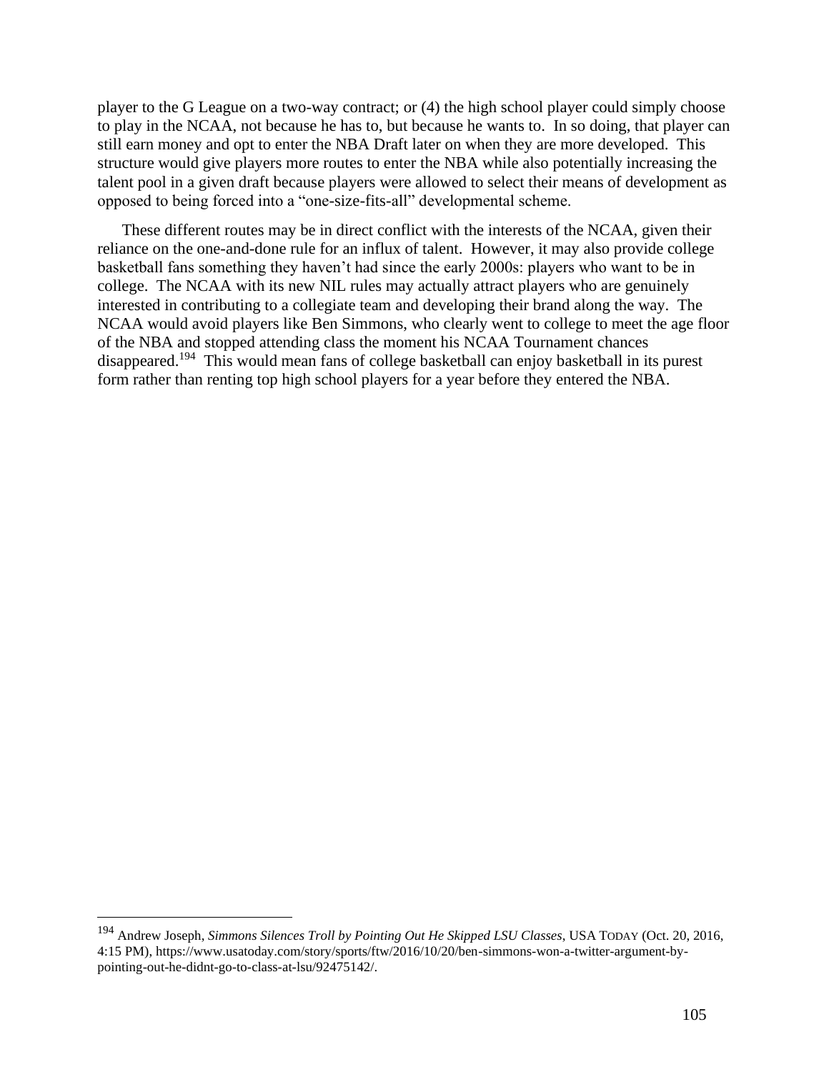player to the G League on a two-way contract; or (4) the high school player could simply choose to play in the NCAA, not because he has to, but because he wants to. In so doing, that player can still earn money and opt to enter the NBA Draft later on when they are more developed. This structure would give players more routes to enter the NBA while also potentially increasing the talent pool in a given draft because players were allowed to select their means of development as opposed to being forced into a "one-size-fits-all" developmental scheme.

These different routes may be in direct conflict with the interests of the NCAA, given their reliance on the one-and-done rule for an influx of talent. However, it may also provide college basketball fans something they haven't had since the early 2000s: players who want to be in college. The NCAA with its new NIL rules may actually attract players who are genuinely interested in contributing to a collegiate team and developing their brand along the way. The NCAA would avoid players like Ben Simmons, who clearly went to college to meet the age floor of the NBA and stopped attending class the moment his NCAA Tournament chances disappeared.[194] This would mean fans of college basketball can enjoy basketball in its purest form rather than renting top high school players for a year before they entered the NBA.

---

[194] Andrew Joseph, *Simmons Silences Troll by Pointing Out He Skipped LSU Classes*, USA TODAY (Oct. 20, 2016, 4:15 PM), https://www.usatoday.com/story/sports/ftw/2016/10/20/ben-simmons-won-a-twitter-argument-by-pointing-out-he-didnt-go-to-class-at-lsu/92475142/.